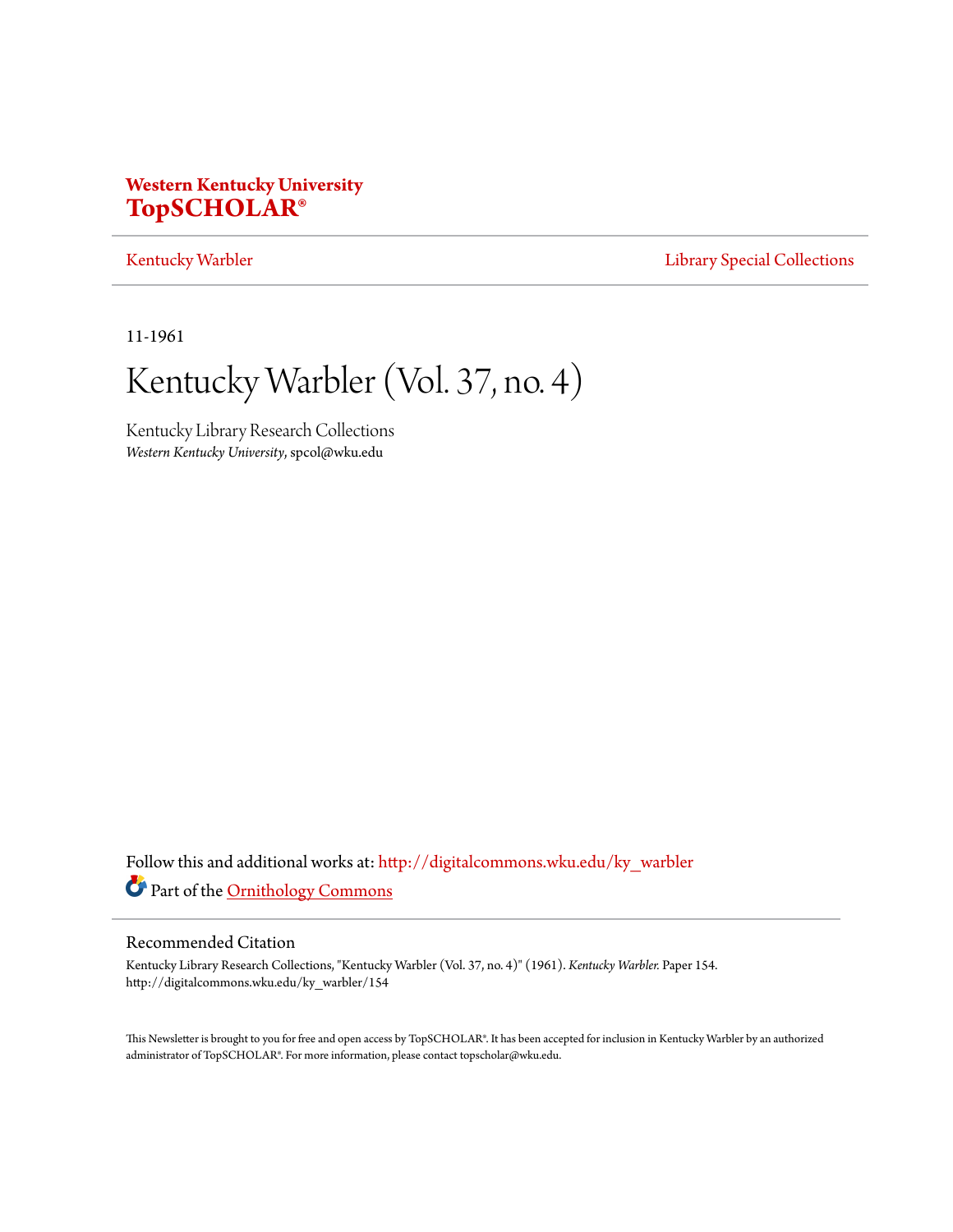**Western Kentucky University**
**TopSCHOLAR®**

Kentucky Warbler | Library Special Collections

11-1961

# Kentucky Warbler (Vol. 37, no. 4)

Kentucky Library Research Collections
*Western Kentucky University*, spcol@wku.edu

Follow this and additional works at: http://digitalcommons.wku.edu/ky_warbler

Part of the Ornithology Commons

## Recommended Citation

Kentucky Library Research Collections, "Kentucky Warbler (Vol. 37, no. 4)" (1961). *Kentucky Warbler.* Paper 154.
http://digitalcommons.wku.edu/ky_warbler/154

This Newsletter is brought to you for free and open access by TopSCHOLAR®. It has been accepted for inclusion in Kentucky Warbler by an authorized administrator of TopSCHOLAR®. For more information, please contact topscholar@wku.edu.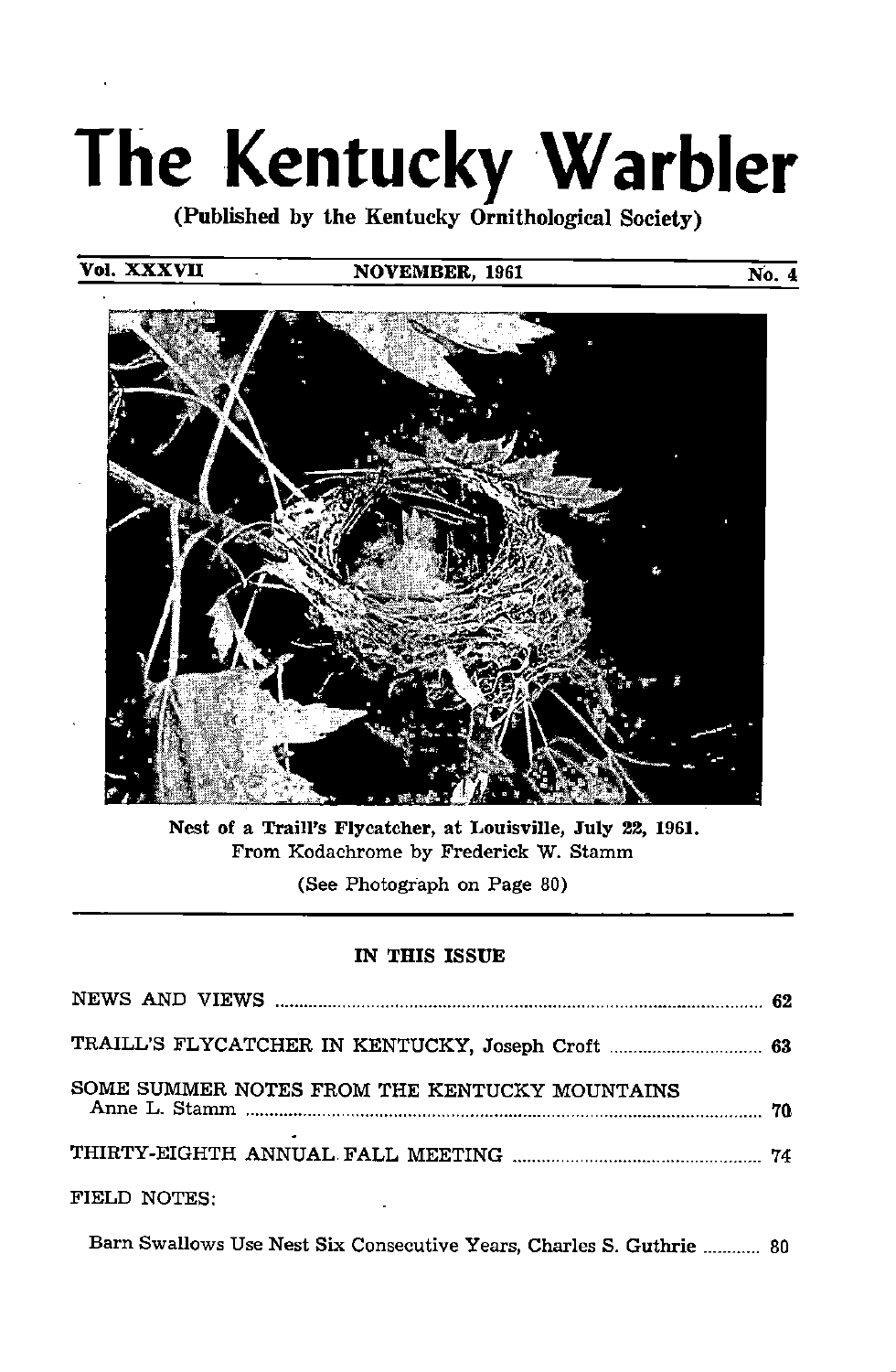# The Kentucky Warbler

(Published by the Kentucky Ornithological Society)

Vol. XXXVII — NOVEMBER, 1961 — No. 4

**Nest of a Traill's Flycatcher, at Louisville, July 22, 1961.**
From Kodachrome by Frederick W. Stamm

(See Photograph on Page 80)

## IN THIS ISSUE

NEWS AND VIEWS ..... 62

TRAILL'S FLYCATCHER IN KENTUCKY, Joseph Croft ..... 63

SOME SUMMER NOTES FROM THE KENTUCKY MOUNTAINS
Anne L. Stamm ..... 70

THIRTY-EIGHTH ANNUAL FALL MEETING ..... 74

FIELD NOTES:

Barn Swallows Use Nest Six Consecutive Years, Charles S. Guthrie ..... 80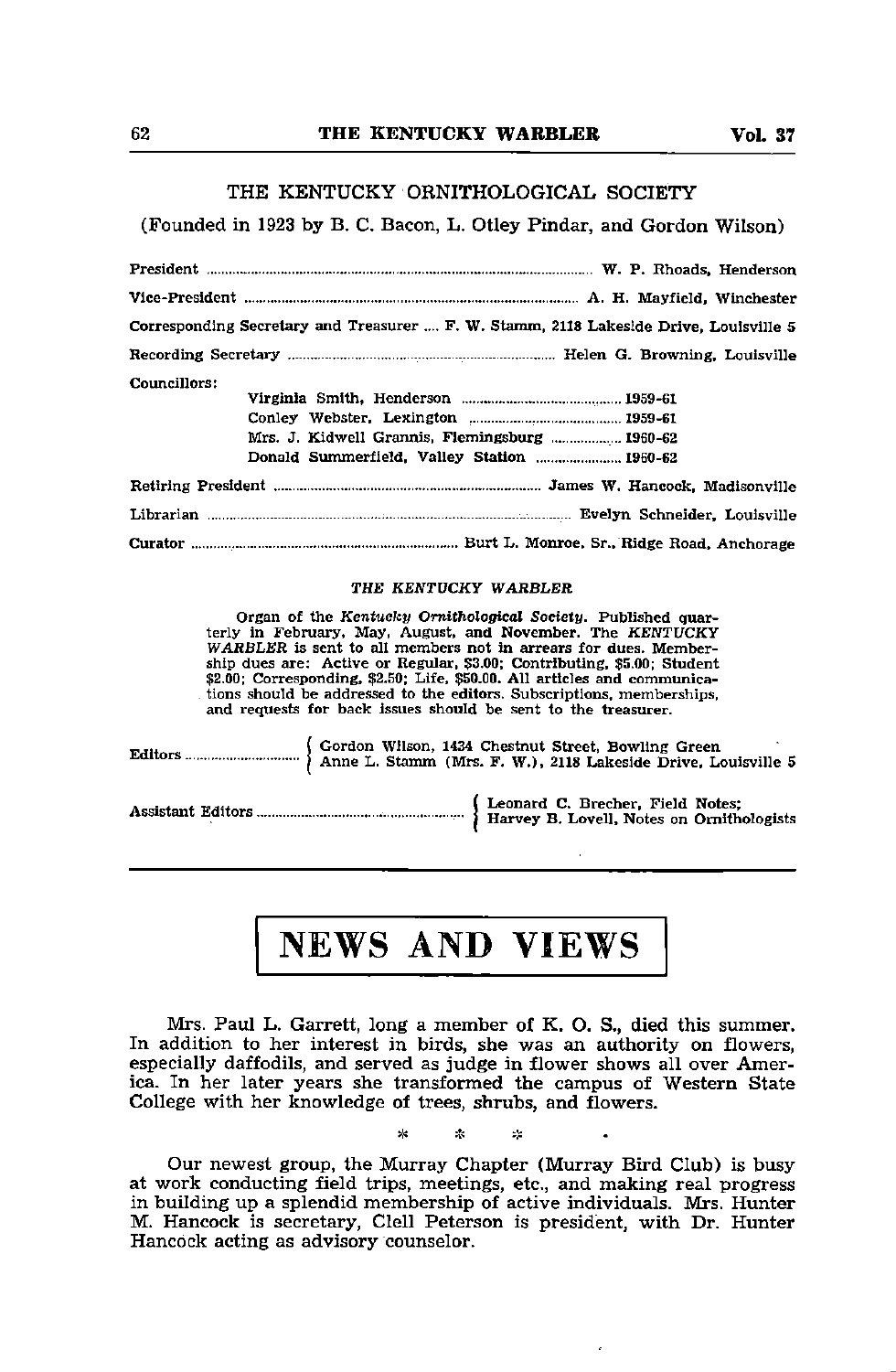## THE KENTUCKY ORNITHOLOGICAL SOCIETY

(Founded in 1923 by B. C. Bacon, L. Otley Pindar, and Gordon Wilson)

President ............ W. P. Rhoads, Henderson

Vice-President ............ A. H. Mayfield, Winchester

Corresponding Secretary and Treasurer .... F. W. Stamm, 2118 Lakeside Drive, Louisville 5

Recording Secretary ............ Helen G. Browning, Louisville

Councillors:

- Virginia Smith, Henderson ............ 1959-61
- Conley Webster, Lexington ............ 1959-61
- Mrs. J. Kidwell Grannis, Flemingsburg ............ 1960-62
- Donald Summerfield, Valley Station ............ 1960-62

Retiring President ............ James W. Hancock, Madisonville

Librarian ............ Evelyn Schneider, Louisville

Curator ............ Burt L. Monroe, Sr., Ridge Road, Anchorage

### *THE KENTUCKY WARBLER*

Organ of the *Kentucky Ornithological Society*. Published quarterly in February, May, August, and November. The *KENTUCKY WARBLER* is sent to all members not in arrears for dues. Membership dues are: Active or Regular, $3.00; Contributing, $5.00; Student $2.00; Corresponding, $2.50; Life, $50.00. All articles and communications should be addressed to the editors. Subscriptions, memberships, and requests for back issues should be sent to the treasurer.

Editors ............ Gordon Wilson, 1434 Chestnut Street, Bowling Green; Anne L. Stamm (Mrs. F. W.), 2118 Lakeside Drive, Louisville 5

Assistant Editors ............ Leonard C. Brecher, Field Notes; Harvey B. Lovell, Notes on Ornithologists

# NEWS AND VIEWS

Mrs. Paul L. Garrett, long a member of K. O. S., died this summer. In addition to her interest in birds, she was an authority on flowers, especially daffodils, and served as judge in flower shows all over America. In her later years she transformed the campus of Western State College with her knowledge of trees, shrubs, and flowers.

\* \* \*

Our newest group, the Murray Chapter (Murray Bird Club) is busy at work conducting field trips, meetings, etc., and making real progress in building up a splendid membership of active individuals. Mrs. Hunter M. Hancock is secretary, Clell Peterson is president, with Dr. Hunter Hancock acting as advisory counselor.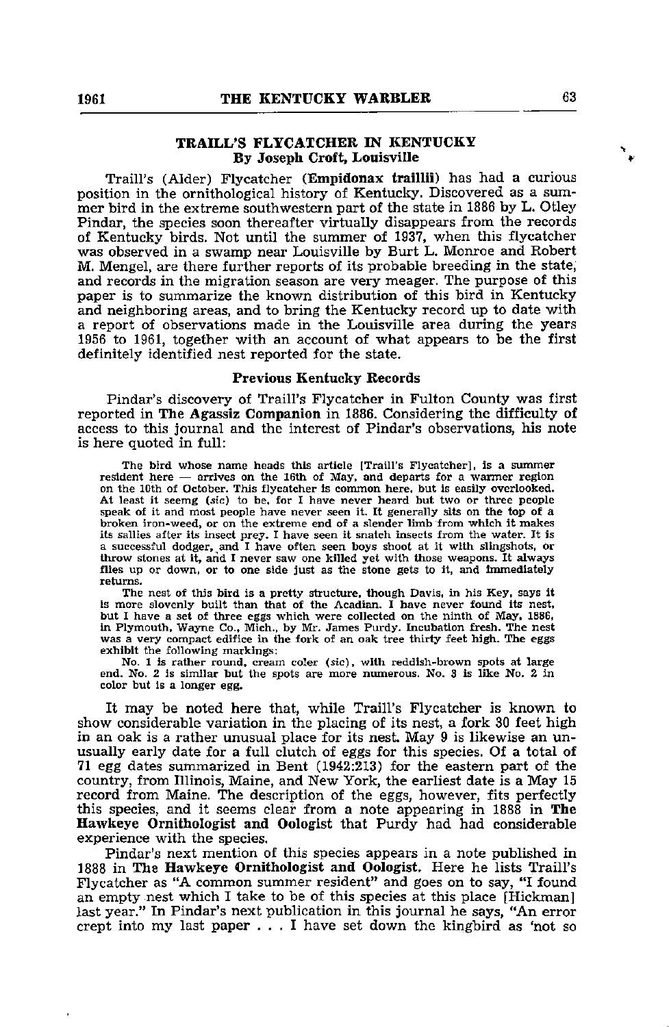## TRAILL'S FLYCATCHER IN KENTUCKY

**By Joseph Croft, Louisville**

Traill's (Alder) Flycatcher (**Empidonax traillii**) has had a curious position in the ornithological history of Kentucky. Discovered as a summer bird in the extreme southwestern part of the state in 1886 by L. Otley Pindar, the species soon thereafter virtually disappears from the records of Kentucky birds. Not until the summer of 1937, when this flycatcher was observed in a swamp near Louisville by Burt L. Monroe and Robert M. Mengel, are there further reports of its probable breeding in the state, and records in the migration season are very meager. The purpose of this paper is to summarize the known distribution of this bird in Kentucky and neighboring areas, and to bring the Kentucky record up to date with a report of observations made in the Louisville area during the years 1956 to 1961, together with an account of what appears to be the first definitely identified nest reported for the state.

### Previous Kentucky Records

Pindar's discovery of Traill's Flycatcher in Fulton County was first reported in **The Agassiz Companion** in 1886. Considering the difficulty of access to this journal and the interest of Pindar's observations, his note is here quoted in full:

> The bird whose name heads this article [Traill's Flycatcher], is a summer resident here — arrives on the 16th of May, and departs for a warmer region on the 10th of October. This flycatcher is common here, but is easily overlooked. At least it seemg (*sic*) to be, for I have never heard but two or three people speak of it and most people have never seen it. It generally sits on the top of a broken iron-weed, or on the extreme end of a slender limb from which it makes its sallies after its insect prey. I have seen it snatch insects from the water. It is a successful dodger, and I have often seen boys shoot at it with slingshots, or throw stones at it, and I never saw one killed yet with those weapons. It always flies up or down, or to one side just as the stone gets to it, and immediately returns.
>
> The nest of this bird is a pretty structure, though Davis, in his Key, says it is more slovenly built than that of the Acadian. I have never found its nest, but I have a set of three eggs which were collected on the ninth of May, 1886, in Plymouth, Wayne Co., Mich., by Mr. James Purdy. Incubation fresh. The nest was a very compact edifice in the fork of an oak tree thirty feet high. The eggs exhibit the following markings:
>
> No. 1 is rather round, cream coler (*sic*), with reddish-brown spots at large end. No. 2 is similar but the spots are more numerous. No. 3 is like No. 2 in color but is a longer egg.

It may be noted here that, while Traill's Flycatcher is known to show considerable variation in the placing of its nest, a fork 30 feet high in an oak is a rather unusual place for its nest. May 9 is likewise an unusually early date for a full clutch of eggs for this species. Of a total of 71 egg dates summarized in Bent (1942:213) for the eastern part of the country, from Illinois, Maine, and New York, the earliest date is a May 15 record from Maine. The description of the eggs, however, fits perfectly this species, and it seems clear from a note appearing in 1888 in **The Hawkeye Ornithologist and Oologist** that Purdy had had considerable experience with the species.

Pindar's next mention of this species appears in a note published in 1888 in **The Hawkeye Ornithologist and Oologist**. Here he lists Traill's Flycatcher as "A common summer resident" and goes on to say, "I found an empty nest which I take to be of this species at this place [Hickman] last year." In Pindar's next publication in this journal he says, "An error crept into my last paper . . . I have set down the kingbird as 'not so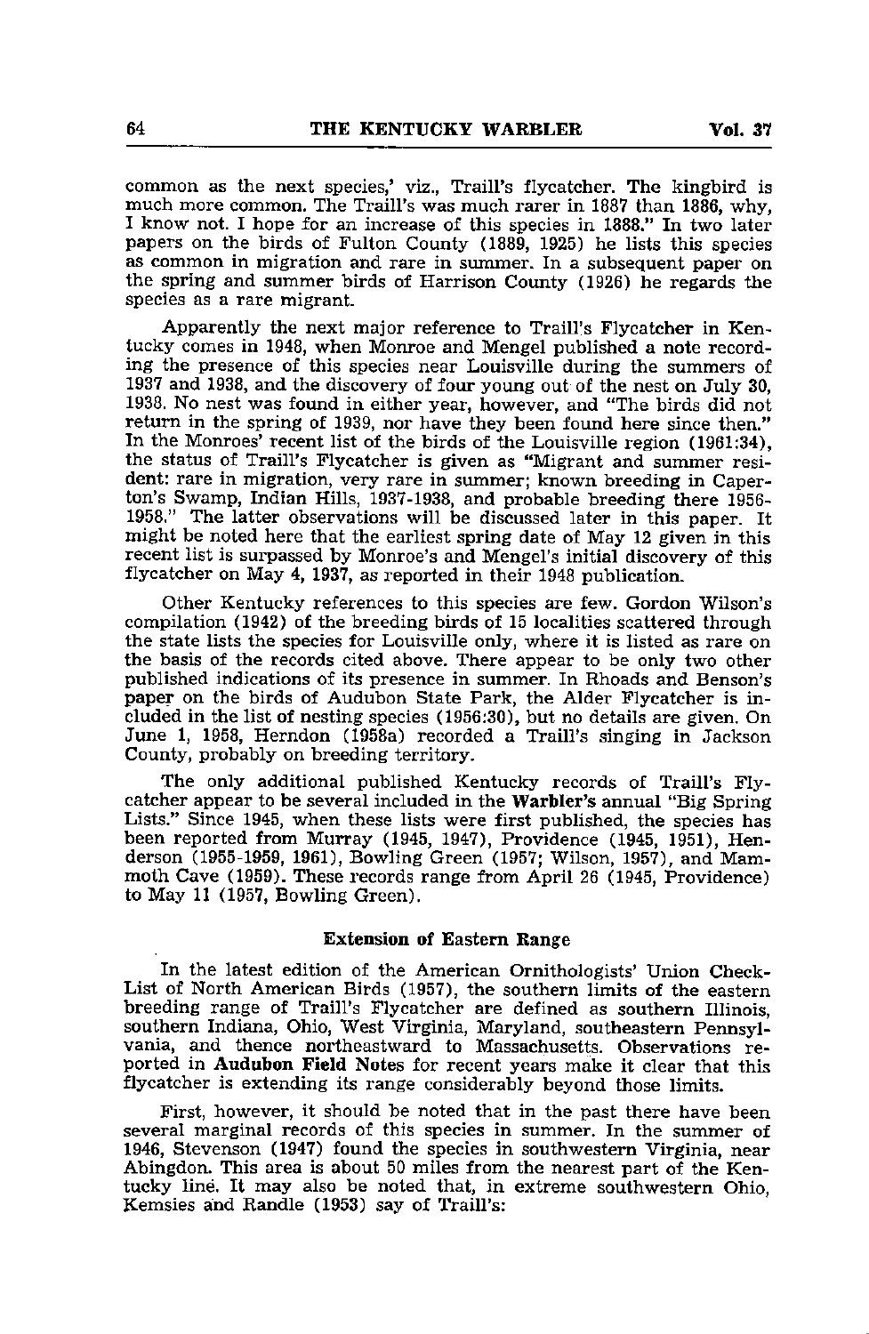common as the next species,' viz., Traill's flycatcher. The kingbird is much more common. The Traill's was much rarer in 1887 than 1886, why, I know not. I hope for an increase of this species in 1888." In two later papers on the birds of Fulton County (1889, 1925) he lists this species as common in migration and rare in summer. In a subsequent paper on the spring and summer birds of Harrison County (1926) he regards the species as a rare migrant.

Apparently the next major reference to Traill's Flycatcher in Kentucky comes in 1948, when Monroe and Mengel published a note recording the presence of this species near Louisville during the summers of 1937 and 1938, and the discovery of four young out of the nest on July 30, 1938. No nest was found in either year, however, and "The birds did not return in the spring of 1939, nor have they been found here since then." In the Monroes' recent list of the birds of the Louisville region (1961:34), the status of Traill's Flycatcher is given as "Migrant and summer resident: rare in migration, very rare in summer; known breeding in Caperton's Swamp, Indian Hills, 1937-1938, and probable breeding there 1956-1958." The latter observations will be discussed later in this paper. It might be noted here that the earliest spring date of May 12 given in this recent list is surpassed by Monroe's and Mengel's initial discovery of this flycatcher on May 4, 1937, as reported in their 1948 publication.

Other Kentucky references to this species are few. Gordon Wilson's compilation (1942) of the breeding birds of 15 localities scattered through the state lists the species for Louisville only, where it is listed as rare on the basis of the records cited above. There appear to be only two other published indications of its presence in summer. In Rhoads and Benson's paper on the birds of Audubon State Park, the Alder Flycatcher is included in the list of nesting species (1956:30), but no details are given. On June 1, 1958, Herndon (1958a) recorded a Traill's singing in Jackson County, probably on breeding territory.

The only additional published Kentucky records of Traill's Flycatcher appear to be several included in the **Warbler's** annual "Big Spring Lists." Since 1945, when these lists were first published, the species has been reported from Murray (1945, 1947), Providence (1945, 1951), Henderson (1955-1959, 1961), Bowling Green (1957; Wilson, 1957), and Mammoth Cave (1959). These records range from April 26 (1945, Providence) to May 11 (1957, Bowling Green).

### Extension of Eastern Range

In the latest edition of the American Ornithologists' Union Check-List of North American Birds (1957), the southern limits of the eastern breeding range of Traill's Flycatcher are defined as southern Illinois, southern Indiana, Ohio, West Virginia, Maryland, southeastern Pennsylvania, and thence northeastward to Massachusetts. Observations reported in **Audubon Field Notes** for recent years make it clear that this flycatcher is extending its range considerably beyond those limits.

First, however, it should be noted that in the past there have been several marginal records of this species in summer. In the summer of 1946, Stevenson (1947) found the species in southwestern Virginia, near Abingdon. This area is about 50 miles from the nearest part of the Kentucky line. It may also be noted that, in extreme southwestern Ohio, Kemsies and Randle (1953) say of Traill's: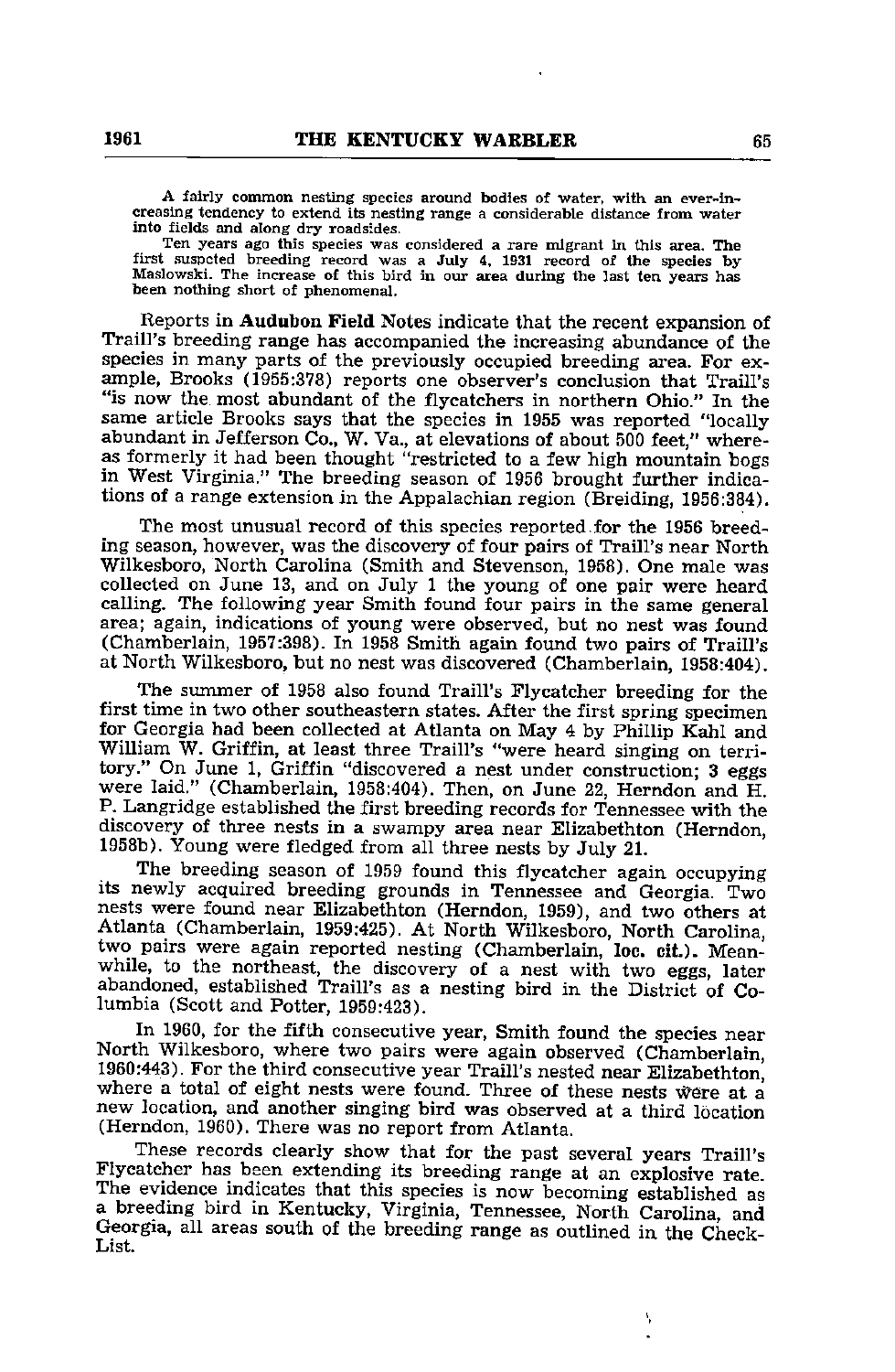> A fairly common nesting species around bodies of water, with an ever-increasing tendency to extend its nesting range a considerable distance from water into fields and along dry roadsides.
>
> Ten years ago this species was considered a rare migrant in this area. The first suspected breeding record was a July 4, 1931 record of the species by Maslowski. The increase of this bird in our area during the last ten years has been nothing short of phenomenal.

Reports in **Audubon Field Notes** indicate that the recent expansion of Traill's breeding range has accompanied the increasing abundance of the species in many parts of the previously occupied breeding area. For example, Brooks (1955:378) reports one observer's conclusion that Traill's "is now the most abundant of the flycatchers in northern Ohio." In the same article Brooks says that the species in 1955 was reported "locally abundant in Jefferson Co., W. Va., at elevations of about 500 feet," whereas formerly it had been thought "restricted to a few high mountain bogs in West Virginia." The breeding season of 1956 brought further indications of a range extension in the Appalachian region (Breiding, 1956:384).

The most unusual record of this species reported for the 1956 breeding season, however, was the discovery of four pairs of Traill's near North Wilkesboro, North Carolina (Smith and Stevenson, 1958). One male was collected on June 13, and on July 1 the young of one pair were heard calling. The following year Smith found four pairs in the same general area; again, indications of young were observed, but no nest was found (Chamberlain, 1957:398). In 1958 Smith again found two pairs of Traill's at North Wilkesboro, but no nest was discovered (Chamberlain, 1958:404).

The summer of 1958 also found Traill's Flycatcher breeding for the first time in two other southeastern states. After the first spring specimen for Georgia had been collected at Atlanta on May 4 by Phillip Kahl and William W. Griffin, at least three Traill's "were heard singing on territory." On June 1, Griffin "discovered a nest under construction; 3 eggs were laid." (Chamberlain, 1958:404). Then, on June 22, Herndon and H. P. Langridge established the first breeding records for Tennessee with the discovery of three nests in a swampy area near Elizabethton (Herndon, 1958b). Young were fledged from all three nests by July 21.

The breeding season of 1959 found this flycatcher again occupying its newly acquired breeding grounds in Tennessee and Georgia. Two nests were found near Elizabethton (Herndon, 1959), and two others at Atlanta (Chamberlain, 1959:425). At North Wilkesboro, North Carolina, two pairs were again reported nesting (Chamberlain, loc. cit.). Meanwhile, to the northeast, the discovery of a nest with two eggs, later abandoned, established Traill's as a nesting bird in the District of Columbia (Scott and Potter, 1959:423).

In 1960, for the fifth consecutive year, Smith found the species near North Wilkesboro, where two pairs were again observed (Chamberlain, 1960:443). For the third consecutive year Traill's nested near Elizabethton, where a total of eight nests were found. Three of these nests were at a new location, and another singing bird was observed at a third location (Herndon, 1960). There was no report from Atlanta.

These records clearly show that for the past several years Traill's Flycatcher has been extending its breeding range at an explosive rate. The evidence indicates that this species is now becoming established as a breeding bird in Kentucky, Virginia, Tennessee, North Carolina, and Georgia, all areas south of the breeding range as outlined in the Check-List.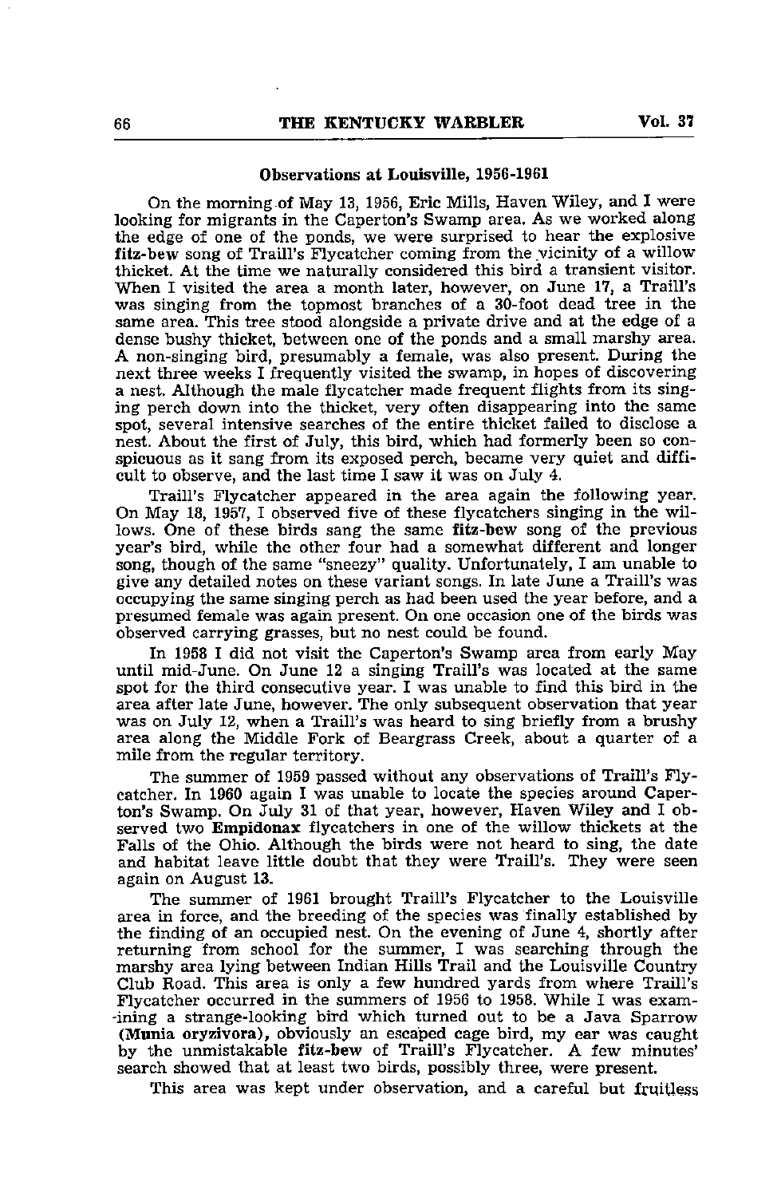### Observations at Louisville, 1956-1961

On the morning of May 13, 1956, **Eric Mills**, **Haven Wiley**, and I were looking for migrants in the Caperton's Swamp area. As we worked along the edge of one of the ponds, we were surprised to hear the explosive **fitz-bew** song of Traill's Flycatcher coming from the vicinity of a willow thicket. At the time we naturally considered this bird a transient visitor. When I visited the area a month later, however, on June **17**, a Traill's was singing from the topmost branches of a 30-foot dead tree in the same area. This tree stood alongside a private drive and at the edge of a dense bushy thicket, between one of the ponds and a small marshy area. A non-singing bird, presumably a female, was also present. During the next three weeks I frequently visited the swamp, in hopes of discovering a nest. Although the male flycatcher made frequent flights from its singing perch down into the thicket, very often disappearing into the same spot, several intensive searches of the entire thicket failed to disclose a nest. About the first of July, this bird, which had formerly been so conspicuous as it sang from its exposed perch, became very quiet and difficult to observe, and the last time I saw it was on July 4.

Traill's Flycatcher appeared in the area again the following year. On May 18, 1957, I observed five of these flycatchers singing in the willows. One of these birds sang the same **fitz-bew** song of the previous year's bird, while the other four had a somewhat different and longer song, though of the same "sneezy" quality. Unfortunately, I am unable to give any detailed notes on these variant songs. In late June a Traill's was occupying the same singing perch as had been used the year before, and a presumed female was again present. On one occasion one of the birds was observed carrying grasses, but no nest could be found.

In 1958 I did not visit the Caperton's Swamp area from early May until mid-June. On June 12 a singing Traill's was located at the same spot for the third consecutive year. I was unable to find this bird in the area after late June, however. The only subsequent observation that year was on July 12, when a Traill's was heard to sing briefly from a brushy area along the Middle Fork of Beargrass Creek, about a quarter of a mile from the regular territory.

The summer of 1959 passed without any observations of Traill's Flycatcher. In 1960 again I was unable to locate the species around Caperton's Swamp. On July 31 of that year, however, **Haven Wiley** and I observed two **Empidonax** flycatchers in one of the willow thickets at the Falls of the Ohio. Although the birds were not heard to sing, the date and habitat leave little doubt that they were Traill's. They were seen again on August **13**.

The summer of 1961 brought Traill's Flycatcher to the Louisville area in force, and the breeding of the species was finally established by the finding of an occupied nest. On the evening of June 4, shortly after returning from school for the summer, I was searching through the marshy area lying between Indian Hills Trail and the Louisville Country Club Road. This area is only a few hundred yards from where Traill's Flycatcher occurred in the summers of 1956 to 1958. While I was examining a strange-looking bird which turned out to be a Java Sparrow (**Munia oryzivora**), obviously an escaped cage bird, my ear was caught by the unmistakable **fitz-bew** of Traill's Flycatcher. A few minutes' search showed that at least two birds, possibly three, were present.

This area was kept under observation, and a careful but fruitless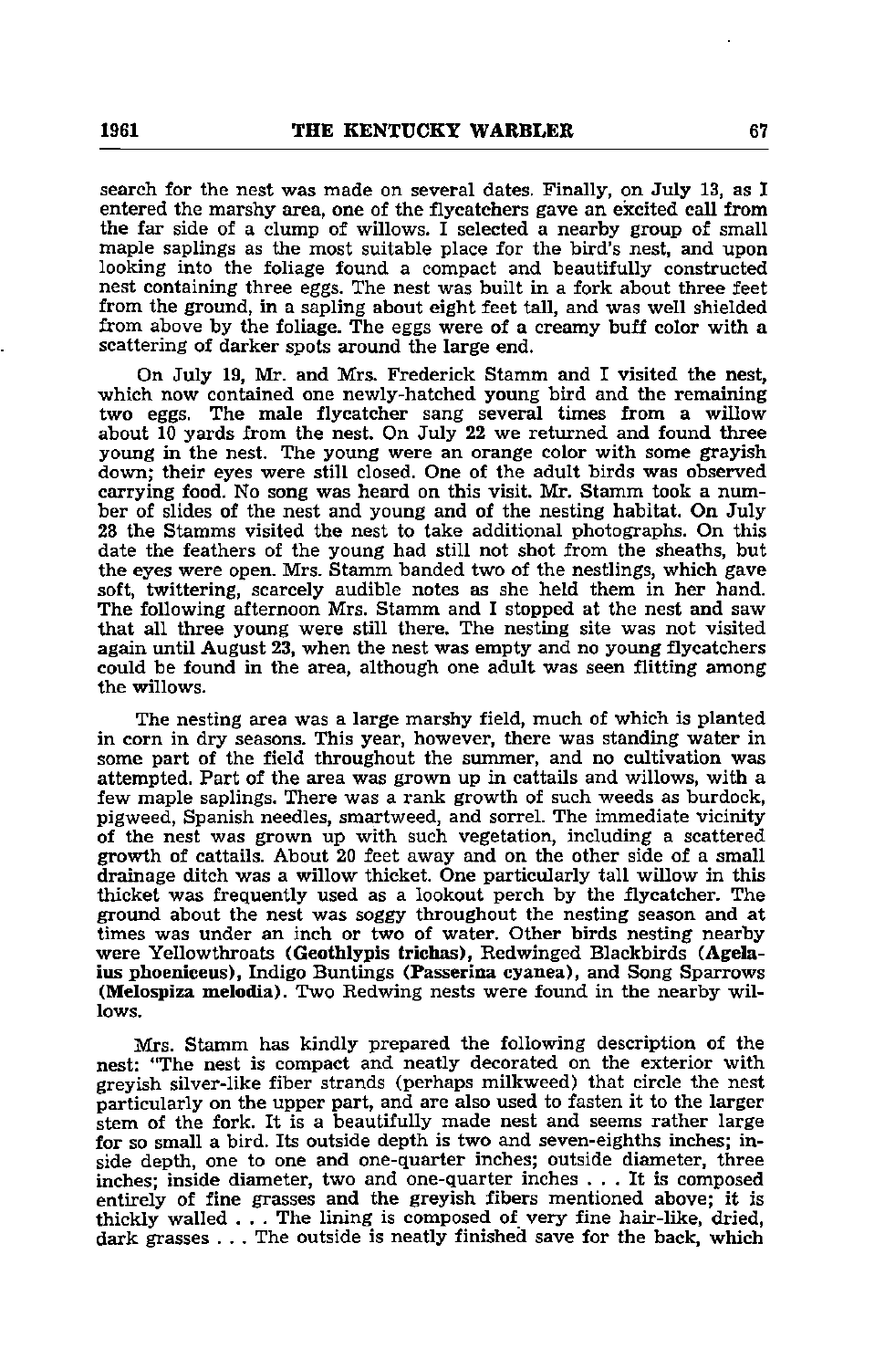search for the nest was made on several dates. Finally, on July 13, as I entered the marshy area, one of the flycatchers gave an excited call from the far side of a clump of willows. I selected a nearby group of small maple saplings as the most suitable place for the bird's nest, and upon looking into the foliage found a compact and beautifully constructed nest containing three eggs. The nest was built in a fork about three feet from the ground, in a sapling about eight feet tall, and was well shielded from above by the foliage. The eggs were of a creamy buff color with a scattering of darker spots around the large end.

On July 19, Mr. and Mrs. Frederick Stamm and I visited the nest, which now contained one newly-hatched young bird and the remaining two eggs. The male flycatcher sang several times from a willow about 10 yards from the nest. On July 22 we returned and found three young in the nest. The young were an orange color with some grayish down; their eyes were still closed. One of the adult birds was observed carrying food. No song was heard on this visit. Mr. Stamm took a number of slides of the nest and young and of the nesting habitat. On July 28 the Stamms visited the nest to take additional photographs. On this date the feathers of the young had still not shot from the sheaths, but the eyes were open. Mrs. Stamm banded two of the nestlings, which gave soft, twittering, scarcely audible notes as she held them in her hand. The following afternoon Mrs. Stamm and I stopped at the nest and saw that all three young were still there. The nesting site was not visited again until August 23, when the nest was empty and no young flycatchers could be found in the area, although one adult was seen flitting among the willows.

The nesting area was a large marshy field, much of which is planted in corn in dry seasons. This year, however, there was standing water in some part of the field throughout the summer, and no cultivation was attempted. Part of the area was grown up in cattails and willows, with a few maple saplings. There was a rank growth of such weeds as burdock, pigweed, Spanish needles, smartweed, and sorrel. The immediate vicinity of the nest was grown up with such vegetation, including a scattered growth of cattails. About 20 feet away and on the other side of a small drainage ditch was a willow thicket. One particularly tall willow in this thicket was frequently used as a lookout perch by the flycatcher. The ground about the nest was soggy throughout the nesting season and at times was under an inch or two of water. Other birds nesting nearby were Yellowthroats (**Geothlypis trichas**), Redwinged Blackbirds (**Agelaius phoeniceus**), Indigo Buntings (**Passerina cyanea**), and Song Sparrows (**Melospiza melodia**). Two Redwing nests were found in the nearby willows.

Mrs. Stamm has kindly prepared the following description of the nest: "The nest is compact and neatly decorated on the exterior with greyish silver-like fiber strands (perhaps milkweed) that circle the nest particularly on the upper part, and are also used to fasten it to the larger stem of the fork. It is a beautifully made nest and seems rather large for so small a bird. Its outside depth is two and seven-eighths inches; inside depth, one to one and one-quarter inches; outside diameter, three inches; inside diameter, two and one-quarter inches . . . It is composed entirely of fine grasses and the greyish fibers mentioned above; it is thickly walled . . . The lining is composed of very fine hair-like, dried, dark grasses . . . The outside is neatly finished save for the back, which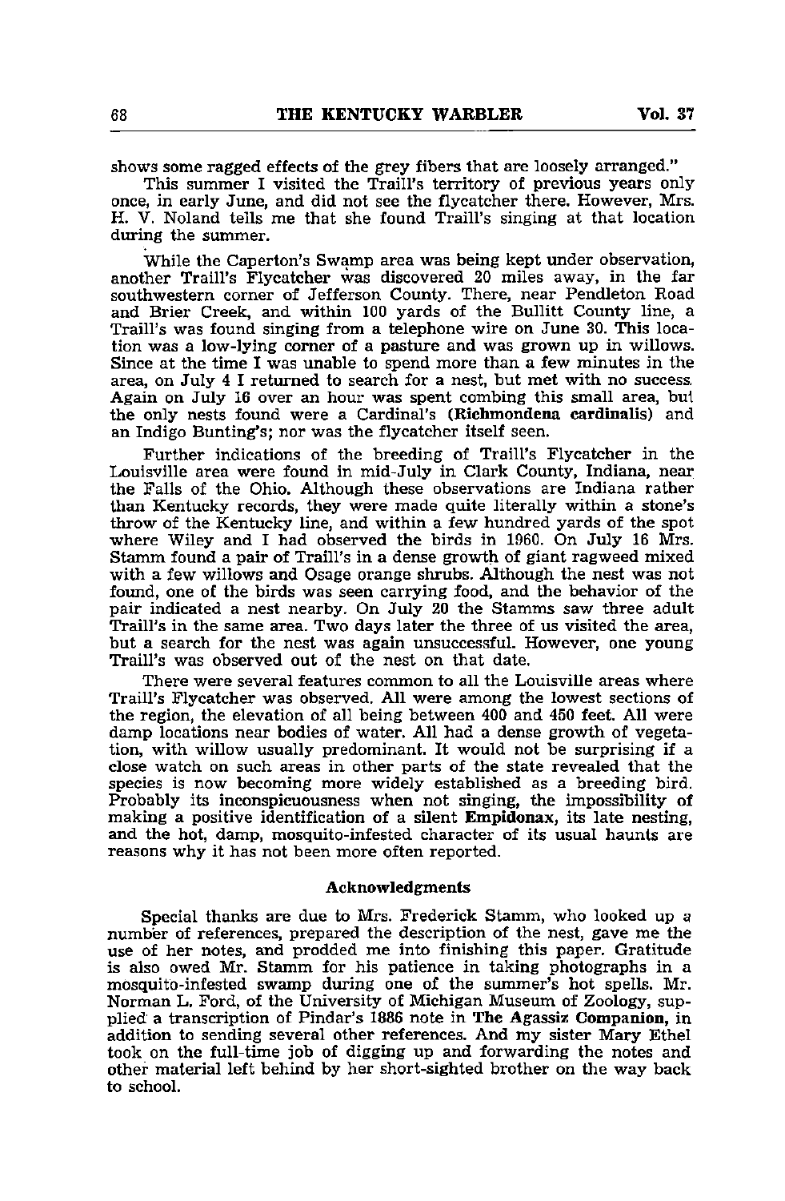shows some ragged effects of the grey fibers that are loosely arranged."

This summer I visited the Traill's territory of previous years only once, in early June, and did not see the flycatcher there. However, Mrs. H. V. Noland tells me that she found Traill's singing at that location during the summer.

While the Caperton's Swamp area was being kept under observation, another Traill's Flycatcher was discovered 20 miles away, in the far southwestern corner of Jefferson County. There, near Pendleton Road and Brier Creek, and within 100 yards of the Bullitt County line, a Traill's was found singing from a telephone wire on June 30. This location was a low-lying corner of a pasture and was grown up in willows. Since at the time I was unable to spend more than a few minutes in the area, on July 4 I returned to search for a nest, but met with no success. Again on July 16 over an hour was spent combing this small area, but the only nests found were a Cardinal's (**Richmondena cardinalis**) and an Indigo Bunting's; nor was the flycatcher itself seen.

Further indications of the breeding of Traill's Flycatcher in the Louisville area were found in mid-July in Clark County, Indiana, near the Falls of the Ohio. Although these observations are Indiana rather than Kentucky records, they were made quite literally within a stone's throw of the Kentucky line, and within a few hundred yards of the spot where Wiley and I had observed the birds in 1960. On July 16 Mrs. Stamm found a pair of Traill's in a dense growth of giant ragweed mixed with a few willows and Osage orange shrubs. Although the nest was not found, one of the birds was seen carrying food, and the behavior of the pair indicated a nest nearby. On July 20 the Stamms saw three adult Traill's in the same area. Two days later the three of us visited the area, but a search for the nest was again unsuccessful. However, one young Traill's was observed out of the nest on that date.

There were several features common to all the Louisville areas where Traill's Flycatcher was observed. All were among the lowest sections of the region, the elevation of all being between 400 and 450 feet. All were damp locations near bodies of water. All had a dense growth of vegetation, with willow usually predominant. It would not be surprising if a close watch on such areas in other parts of the state revealed that the species is now becoming more widely established as a breeding bird. Probably its inconspicuousness when not singing, the impossibility of making a positive identification of a silent **Empidonax**, its late nesting, and the hot, damp, mosquito-infested character of its usual haunts are reasons why it has not been more often reported.

#### Acknowledgments

Special thanks are due to Mrs. Frederick Stamm, who looked up a number of references, prepared the description of the nest, gave me the use of her notes, and prodded me into finishing this paper. Gratitude is also owed Mr. Stamm for his patience in taking photographs in a mosquito-infested swamp during one of the summer's hot spells. Mr. Norman L. Ford, of the University of Michigan Museum of Zoology, supplied a transcription of Pindar's 1886 note in **The Agassiz Companion**, in addition to sending several other references. And my sister Mary Ethel took on the full-time job of digging up and forwarding the notes and other material left behind by her short-sighted brother on the way back to school.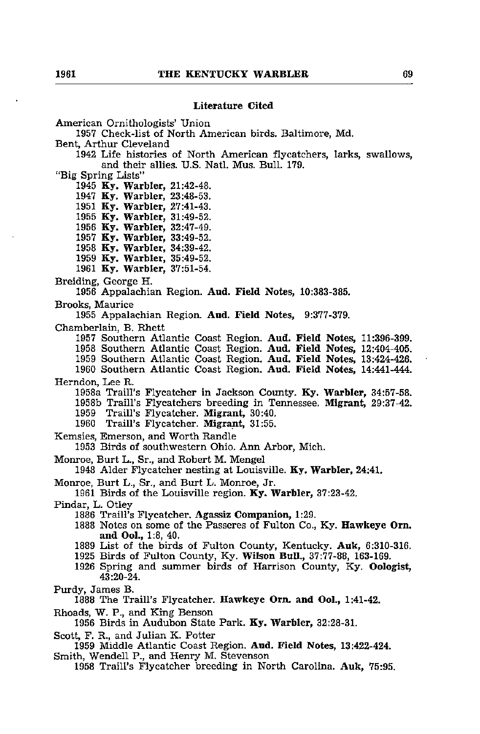### Literature Cited

American Ornithologists' Union
 1957 Check-list of North American birds. Baltimore, Md.

Bent, Arthur Cleveland
 1942 Life histories of North American flycatchers, larks, swallows, and their allies. U.S. Natl. Mus. Bull. 179.

"Big Spring Lists"
 1945 **Ky. Warbler,** 21:42-48.
 1947 **Ky. Warbler,** 23:48-53.
 1951 **Ky. Warbler,** 27:41-43.
 1955 **Ky. Warbler,** 31:49-52.
 1956 **Ky. Warbler,** 32:47-49.
 1957 **Ky. Warbler,** 33:49-52.
 1958 **Ky. Warbler,** 34:39-42.
 1959 **Ky. Warbler,** 35:49-52.
 1961 **Ky. Warbler,** 37:51-54.

Breiding, George H.
 1956 Appalachian Region. **Aud. Field Notes,** 10:383-385.

Brooks, Maurice
 1955 Appalachian Region. **Aud. Field Notes,** 9:377-379.

Chamberlain, B. Rhett
 1957 Southern Atlantic Coast Region. **Aud. Field Notes,** 11:396-399.
 1958 Southern Atlantic Coast Region. **Aud. Field Notes,** 12:404-405.
 1959 Southern Atlantic Coast Region. **Aud. Field Notes,** 13:424-426.
 1960 Southern Atlantic Coast Region. **Aud. Field Notes,** 14:441-444.

Herndon, Lee R.
 1958a Traill's Flycatcher in Jackson County. **Ky. Warbler,** 34:57-58.
 1958b Traill's Flycatchers breeding in Tennessee. **Migrant,** 29:37-42.
 1959 Traill's Flycatcher. **Migrant,** 30:40.
 1960 Traill's Flycatcher. **Migrant,** 31:55.

Kemsies, Emerson, and Worth Randle
 1953 Birds of southwestern Ohio. Ann Arbor, Mich.

Monroe, Burt L., Sr., and Robert M. Mengel
 1948 Alder Flycatcher nesting at Louisville. **Ky. Warbler,** 24:41.

Monroe, Burt L., Sr., and Burt L. Monroe, Jr.
 1961 Birds of the Louisville region. **Ky. Warbler,** 37:23-42.

Pindar, L. Otley
 1886 Traill's Flycatcher. **Agassiz Companion,** 1:29.
 1888 Notes on some of the Passeres of Fulton Co., Ky. **Hawkeye Orn. and Ool.,** 1:8, 40.
 1889 List of the birds of Fulton County, Kentucky. **Auk,** 6:310-316.
 1925 Birds of Fulton County, Ky. **Wilson Bull.,** 37:77-88, 163-169.
 1926 Spring and summer birds of Harrison County, Ky. **Oologist,** 43:20-24.

Purdy, James B.
 1888 The Traill's Flycatcher. **Hawkeye Orn. and Ool.,** 1:41-42.

Rhoads, W. P., and King Benson
 1956 Birds in Audubon State Park. **Ky. Warbler,** 32:28-31.

Scott, F. R., and Julian K. Potter
 1959 Middle Atlantic Coast Region. **Aud. Field Notes,** 13:422-424.

Smith, Wendell P., and Henry M. Stevenson
 1958 Traill's Flycatcher breeding in North Carolina. **Auk,** 75:95.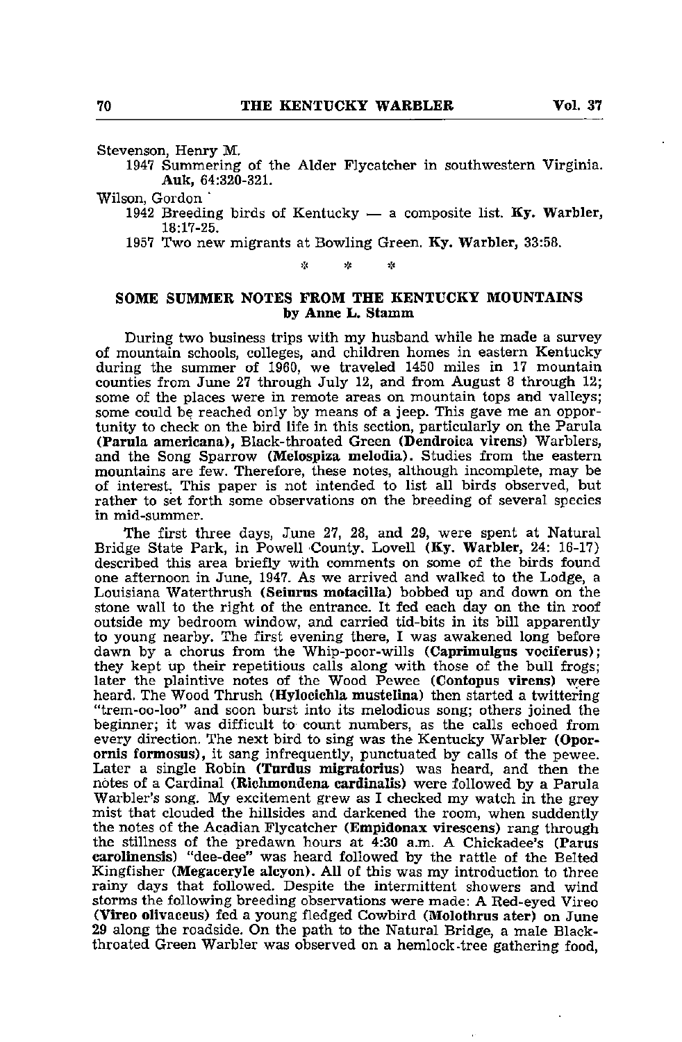Stevenson, Henry M.

1947 Summering of the Alder Flycatcher in southwestern Virginia. **Auk**, 64:320-321.

Wilson, Gordon

1942 Breeding birds of Kentucky — a composite list. **Ky. Warbler**, 18:17-25.

1957 Two new migrants at Bowling Green. **Ky. Warbler**, 33:58.

\* \* \*

## SOME SUMMER NOTES FROM THE KENTUCKY MOUNTAINS

**by Anne L. Stamm**

During two business trips with my husband while he made a survey of mountain schools, colleges, and children homes in eastern Kentucky during the summer of 1960, we traveled 1450 miles in 17 mountain counties from June 27 through July 12, and from August 8 through 12; some of the places were in remote areas on mountain tops and valleys; some could be reached only by means of a jeep. This gave me an opportunity to check on the bird life in this section, particularly on the Parula **(Parula americana)**, Black-throated Green **(Dendroica virens)** Warblers, and the Song Sparrow **(Melospiza melodia)**. Studies from the eastern mountains are few. Therefore, these notes, although incomplete, may be of interest. This paper is not intended to list all birds observed, but rather to set forth some observations on the breeding of several species in mid-summer.

The first three days, June 27, 28, and 29, were spent at Natural Bridge State Park, in Powell County. Lovell **(Ky. Warbler**, 24: 16-17) described this area briefly with comments on some of the birds found one afternoon in June, 1947. As we arrived and walked to the Lodge, a Louisiana Waterthrush **(Seiurus motacilla)** bobbed up and down on the stone wall to the right of the entrance. It fed each day on the tin roof outside my bedroom window, and carried tid-bits in its bill apparently to young nearby. The first evening there, I was awakened long before dawn by a chorus from the Whip-poor-wills **(Caprimulgus vociferus)**; they kept up their repetitious calls along with those of the bull frogs; later the plaintive notes of the Wood Pewee **(Contopus virens)** were heard. The Wood Thrush **(Hylocichla mustelina)** then started a twittering "trem-oo-loo" and soon burst into its melodious song; others joined the beginner; it was difficult to count numbers, as the calls echoed from every direction. The next bird to sing was the Kentucky Warbler **(Oporornis formosus)**, it sang infrequently, punctuated by calls of the pewee. Later a single Robin **(Turdus migratorius)** was heard, and then the notes of a Cardinal **(Richmondena cardinalis)** were followed by a Parula Warbler's song. My excitement grew as I checked my watch in the grey mist that clouded the hillsides and darkened the room, when suddenly the notes of the Acadian Flycatcher **(Empidonax virescens)** rang through the stillness of the predawn hours at 4:30 a.m. A Chickadee's **(Parus carolinensis)** "dee-dee" was heard followed by the rattle of the Belted Kingfisher **(Megaceryle alcyon)**. All of this was my introduction to three rainy days that followed. Despite the intermittent showers and wind storms the following breeding observations were made: A Red-eyed Vireo **(Vireo olivaceus)** fed a young fledged Cowbird **(Molothrus ater)** on June 29 along the roadside. On the path to the Natural Bridge, a male Black-throated Green Warbler was observed on a hemlock-tree gathering food,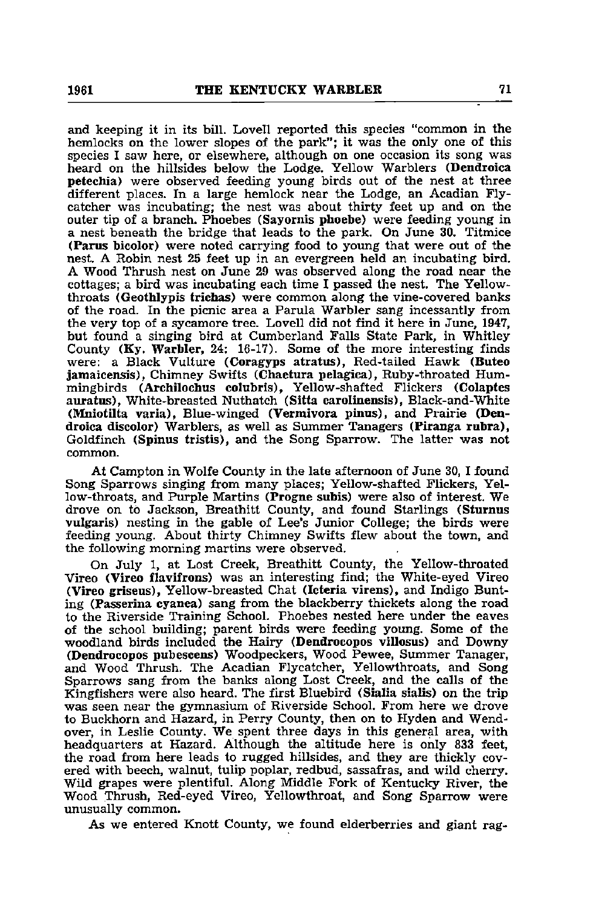and keeping it in its bill. Lovell reported this species "common in the hemlocks on the lower slopes of the park"; it was the only one of this species I saw here, or elsewhere, although on one occasion its song was heard on the hillsides below the Lodge. Yellow Warblers (**Dendroica petechia**) were observed feeding young birds out of the nest at three different places. In a large hemlock near the Lodge, an Acadian Flycatcher was incubating; the nest was about thirty feet up and on the outer tip of a branch. Phoebes (**Sayornis phoebe**) were feeding young in a nest beneath the bridge that leads to the park. On June 30. Titmice (**Parus bicolor**) were noted carrying food to young that were out of the nest. A Robin nest 25 feet up in an evergreen held an incubating bird. A Wood Thrush nest on June 29 was observed along the road near the cottages; a bird was incubating each time I passed the nest. The Yellow-throats (**Geothlypis trichas**) were common along the vine-covered banks of the road. In the picnic area a Parula Warbler sang incessantly from the very top of a sycamore tree. Lovell did not find it here in June, 1947, but found a singing bird at Cumberland Falls State Park, in Whitley County (**Ky. Warbler,** 24: 16-17). Some of the more interesting finds were: a Black Vulture (**Coragyps atratus**), Red-tailed Hawk (**Buteo jamaicensis**), Chimney Swifts (**Chaetura pelagica**), Ruby-throated Hummingbirds (**Archilochus colubris**), Yellow-shafted Flickers (**Colaptes auratus**), White-breasted Nuthatch (**Sitta carolinensis**), Black-and-White (**Mniotilta varia**), Blue-winged (**Vermivora pinus**), and Prairie (**Dendroica discolor**) Warblers, as well as Summer Tanagers (**Piranga rubra**), Goldfinch (**Spinus tristis**), and the Song Sparrow. The latter was not common.

At Campton in Wolfe County in the late afternoon of June 30, I found Song Sparrows singing from many places; Yellow-shafted Flickers, Yellow-throats, and Purple Martins (**Progne subis**) were also of interest. We drove on to Jackson, Breathitt County, and found Starlings (**Sturnus vulgaris**) nesting in the gable of Lee's Junior College; the birds were feeding young. About thirty Chimney Swifts flew about the town, and the following morning martins were observed.

On July 1, at Lost Creek, Breathitt County, the Yellow-throated Vireo (**Vireo flavifrons**) was an interesting find; the White-eyed Vireo (**Vireo griseus**), Yellow-breasted Chat (**Icteria virens**), and Indigo Bunting (**Passerina cyanea**) sang from the blackberry thickets along the road to the Riverside Training School. Phoebes nested here under the eaves of the school building; parent birds were feeding young. Some of the woodland birds included the Hairy (**Dendrocopos villosus**) and Downy (**Dendrocopos pubescens**) Woodpeckers, Wood Pewee, Summer Tanager, and Wood Thrush. The Acadian Flycatcher, Yellowthroats, and Song Sparrows sang from the banks along Lost Creek, and the calls of the Kingfishers were also heard. The first Bluebird (**Sialia sialis**) on the trip was seen near the gymnasium of Riverside School. From here we drove to Buckhorn and Hazard, in Perry County, then on to Hyden and Wendover, in Leslie County. We spent three days in this general area, with headquarters at Hazard. Although the altitude here is only 833 feet, the road from here leads to rugged hillsides, and they are thickly covered with beech, walnut, tulip poplar, redbud, sassafras, and wild cherry. Wild grapes were plentiful. Along Middle Fork of Kentucky River, the Wood Thrush, Red-eyed Vireo, Yellowthroat, and Song Sparrow were unusually common.

As we entered Knott County, we found elderberries and giant rag-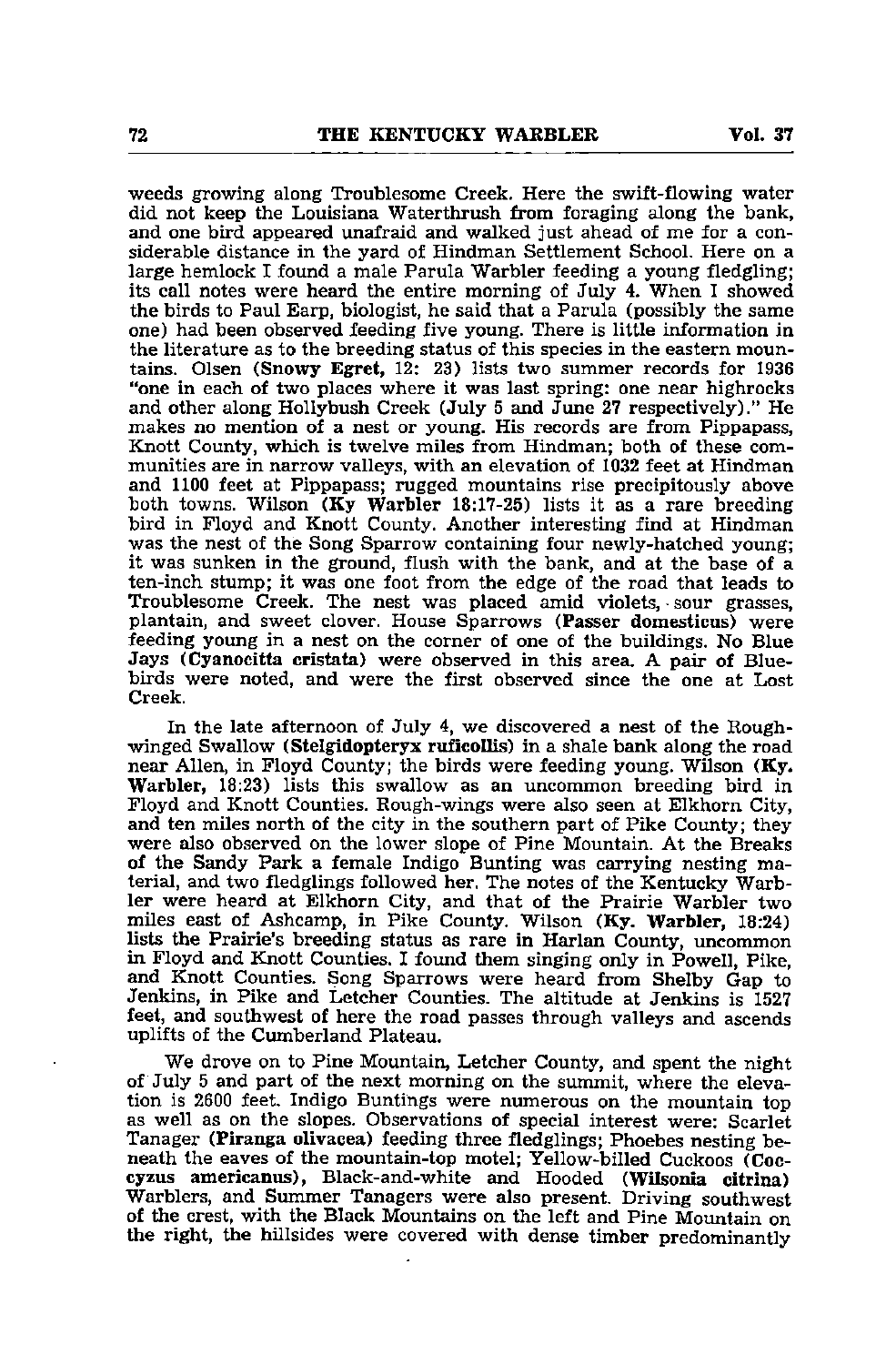weeds growing along Troublesome Creek. Here the swift-flowing water did not keep the Louisiana Waterthrush from foraging along the bank, and one bird appeared unafraid and walked just ahead of me for a considerable distance in the yard of Hindman Settlement School. Here on a large hemlock I found a male Parula Warbler feeding a young fledgling; its call notes were heard the entire morning of July 4. When I showed the birds to Paul Earp, biologist, he said that a Parula (possibly the same one) had been observed feeding five young. There is little information in the literature as to the breeding status of this species in the eastern mountains. Olsen (**Snowy Egret**, 12: 23) lists two summer records for 1936 "one in each of two places where it was last spring: one near highrocks and other along Hollybush Creek (July 5 and June 27 respectively)." He makes no mention of a nest or young. His records are from Pippapass, Knott County, which is twelve miles from Hindman; both of these communities are in narrow valleys, with an elevation of 1032 feet at Hindman and 1100 feet at Pippapass; rugged mountains rise precipitously above both towns. Wilson (**Ky Warbler** 18:17-25) lists it as a rare breeding bird in Floyd and Knott County. Another interesting find at Hindman was the nest of the Song Sparrow containing four newly-hatched young; it was sunken in the ground, flush with the bank, and at the base of a ten-inch stump; it was one foot from the edge of the road that leads to Troublesome Creek. The nest was placed amid violets, sour grasses, plantain, and sweet clover. House Sparrows (**Passer domesticus**) were feeding young in a nest on the corner of one of the buildings. No Blue Jays (**Cyanocitta cristata**) were observed in this area. A pair of Bluebirds were noted, and were the first observed since the one at Lost Creek.

In the late afternoon of July 4, we discovered a nest of the Rough-winged Swallow (**Stelgidopteryx ruficollis**) in a shale bank along the road near Allen, in Floyd County; the birds were feeding young. Wilson (**Ky. Warbler**, 18:23) lists this swallow as an uncommon breeding bird in Floyd and Knott Counties. Rough-wings were also seen at Elkhorn City, and ten miles north of the city in the southern part of Pike County; they were also observed on the lower slope of Pine Mountain. At the Breaks of the Sandy Park a female Indigo Bunting was carrying nesting material, and two fledglings followed her. The notes of the Kentucky Warbler were heard at Elkhorn City, and that of the Prairie Warbler two miles east of Ashcamp, in Pike County. Wilson (**Ky. Warbler**, 18:24) lists the Prairie's breeding status as rare in Harlan County, uncommon in Floyd and Knott Counties. I found them singing only in Powell, Pike, and Knott Counties. Song Sparrows were heard from Shelby Gap to Jenkins, in Pike and Letcher Counties. The altitude at Jenkins is 1527 feet, and southwest of here the road passes through valleys and ascends uplifts of the Cumberland Plateau.

We drove on to Pine Mountain, Letcher County, and spent the night of July 5 and part of the next morning on the summit, where the elevation is 2600 feet. Indigo Buntings were numerous on the mountain top as well as on the slopes. Observations of special interest were: Scarlet Tanager (**Piranga olivacea**) feeding three fledglings; Phoebes nesting beneath the eaves of the mountain-top motel; Yellow-billed Cuckoos (**Coccyzus americanus**), Black-and-white and Hooded (**Wilsonia citrina**) Warblers, and Summer Tanagers were also present. Driving southwest of the crest, with the Black Mountains on the left and Pine Mountain on the right, the hillsides were covered with dense timber predominantly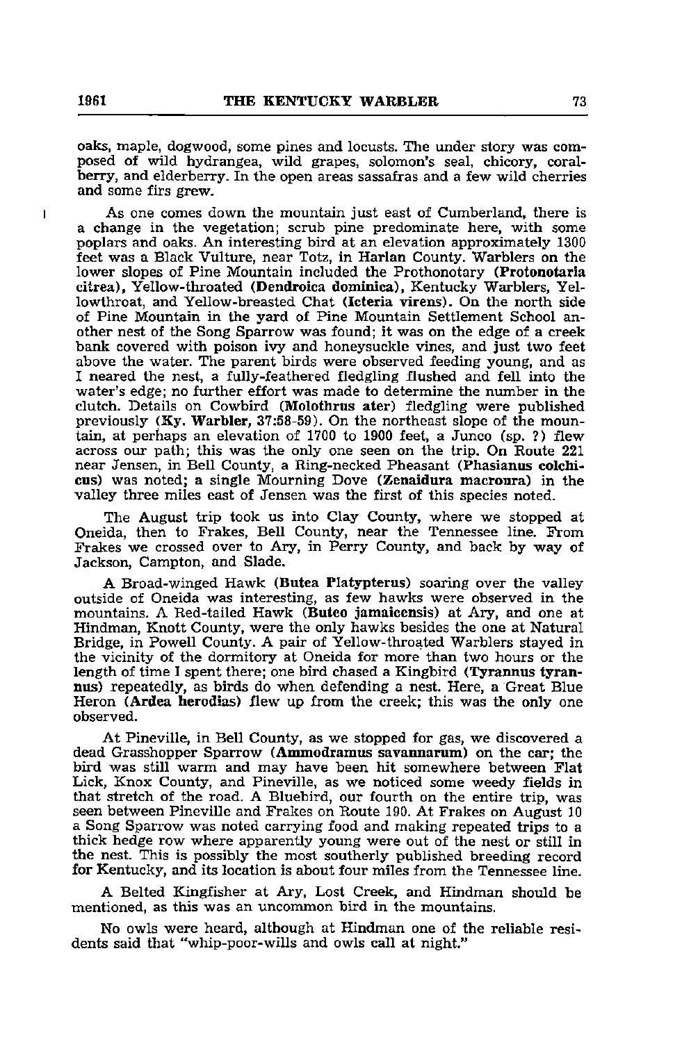oaks, maple, dogwood, some pines and locusts. The under story was composed of wild hydrangea, wild grapes, solomon's seal, chicory, coralberry, and elderberry. In the open areas sassafras and a few wild cherries and some firs grew.

As one comes down the mountain just east of Cumberland, there is a change in the vegetation; scrub pine predominate here, with some poplars and oaks. An interesting bird at an elevation approximately 1300 feet was a Black Vulture, near Totz, in Harlan County. Warblers on the lower slopes of Pine Mountain included the Prothonotary (**Protonotaria citrea**), Yellow-throated (**Dendroica dominica**), Kentucky Warblers, Yellowthroat, and Yellow-breasted Chat (**Icteria virens**). On the north side of Pine Mountain in the yard of Pine Mountain Settlement School another nest of the Song Sparrow was found; it was on the edge of a creek bank covered with poison ivy and honeysuckle vines, and just two feet above the water. The parent birds were observed feeding young, and as I neared the nest, a fully-feathered fledgling flushed and fell into the water's edge; no further effort was made to determine the number in the clutch. Details on Cowbird (**Molothrus ater**) fledgling were published previously (**Ky. Warbler**, 37:58-59). On the northeast slope of the mountain, at perhaps an elevation of 1700 to 1900 feet, a Junco (sp. ?) flew across our path; this was the only one seen on the trip. On Route 221 near Jensen, in Bell County, a Ring-necked Pheasant (**Phasianus colchicus**) was noted; a single Mourning Dove (**Zenaidura macroura**) in the valley three miles east of Jensen was the first of this species noted.

The August trip took us into Clay County, where we stopped at Oneida, then to Frakes, Bell County, near the Tennessee line. From Frakes we crossed over to Ary, in Perry County, and back by way of Jackson, Campton, and Slade.

A Broad-winged Hawk (**Butea Platypterus**) soaring over the valley outside of Oneida was interesting, as few hawks were observed in the mountains. A Red-tailed Hawk (**Buteo jamaicensis**) at Ary, and one at Hindman, Knott County, were the only hawks besides the one at Natural Bridge, in Powell County. A pair of Yellow-throated Warblers stayed in the vicinity of the dormitory at Oneida for more than two hours or the length of time I spent there; one bird chased a Kingbird (**Tyrannus tyrannus**) repeatedly, as birds do when defending a nest. Here, a Great Blue Heron (**Ardea herodias**) flew up from the creek; this was the only one observed.

At Pineville, in Bell County, as we stopped for gas, we discovered a dead Grasshopper Sparrow (**Ammodramus savannarum**) on the car; the bird was still warm and may have been hit somewhere between Flat Lick, Knox County, and Pineville, as we noticed some weedy fields in that stretch of the road. A Bluebird, our fourth on the entire trip, was seen between Pineville and Frakes on Route 190. At Frakes on August 10 a Song Sparrow was noted carrying food and making repeated trips to a thick hedge row where apparently young were out of the nest or still in the nest. This is possibly the most southerly published breeding record for Kentucky, and its location is about four miles from the Tennessee line.

A Belted Kingfisher at Ary, Lost Creek, and Hindman should be mentioned, as this was an uncommon bird in the mountains.

No owls were heard, although at Hindman one of the reliable residents said that "whip-poor-wills and owls call at night."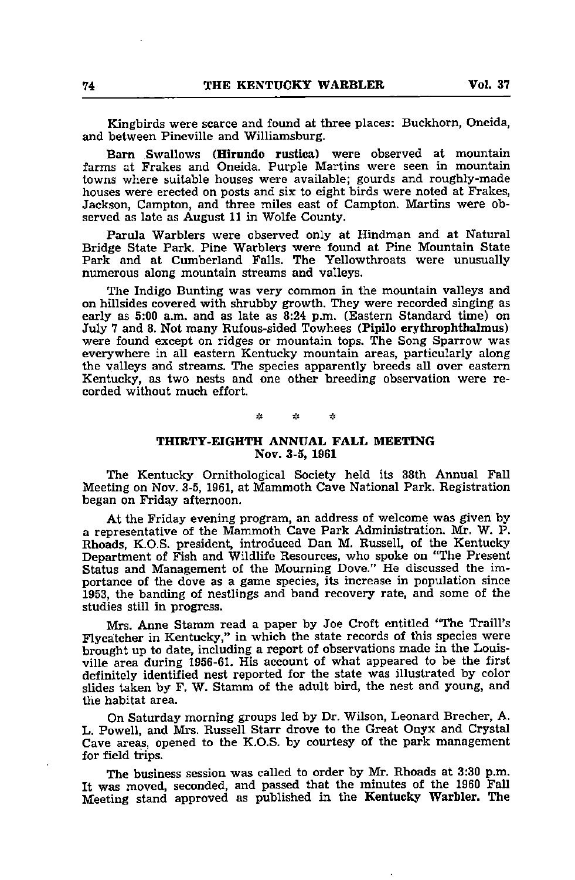Kingbirds were scarce and found at three places: Buckhorn, Oneida, and between Pineville and Williamsburg.

Barn Swallows (**Hirundo rustica**) were observed at mountain farms at Frakes and Oneida. Purple Martins were seen in mountain towns where suitable houses were available; gourds and roughly-made houses were erected on posts and six to eight birds were noted at Frakes, Jackson, Campton, and three miles east of Campton. Martins were observed as late as August 11 in Wolfe County.

Parula Warblers were observed only at Hindman and at Natural Bridge State Park. Pine Warblers were found at Pine Mountain State Park and at Cumberland Falls. The Yellowthroats were unusually numerous along mountain streams and valleys.

The Indigo Bunting was very common in the mountain valleys and on hillsides covered with shrubby growth. They were recorded singing as early as 5:00 a.m. and as late as 8:24 p.m. (Eastern Standard time) on July 7 and 8. Not many Rufous-sided Towhees (**Pipilo erythrophthalmus**) were found except on ridges or mountain tops. The Song Sparrow was everywhere in all eastern Kentucky mountain areas, particularly along the valleys and streams. The species apparently breeds all over eastern Kentucky, as two nests and one other breeding observation were recorded without much effort.

\* \* \*

## THIRTY-EIGHTH ANNUAL FALL MEETING
### Nov. 3-5, 1961

The Kentucky Ornithological Society held its 38th Annual Fall Meeting on Nov. 3-5, 1961, at Mammoth Cave National Park. Registration began on Friday afternoon.

At the Friday evening program, an address of welcome was given by a representative of the Mammoth Cave Park Administration. Mr. W. P. Rhoads, K.O.S. president, introduced Dan M. Russell, of the Kentucky Department of Fish and Wildlife Resources, who spoke on "The Present Status and Management of the Mourning Dove." He discussed the importance of the dove as a game species, its increase in population since 1953, the banding of nestlings and band recovery rate, and some of the studies still in progress.

Mrs. Anne Stamm read a paper by Joe Croft entitled "The Traill's Flycatcher in Kentucky," in which the state records of this species were brought up to date, including a report of observations made in the Louisville area during 1956-61. His account of what appeared to be the first definitely identified nest reported for the state was illustrated by color slides taken by F. W. Stamm of the adult bird, the nest and young, and the habitat area.

On Saturday morning groups led by Dr. Wilson, Leonard Brecher, A. L. Powell, and Mrs. Russell Starr drove to the Great Onyx and Crystal Cave areas, opened to the K.O.S. by courtesy of the park management for field trips.

The business session was called to order by Mr. Rhoads at 3:30 p.m. It was moved, seconded, and passed that the minutes of the 1960 Fall Meeting stand approved as published in the **Kentucky Warbler.** The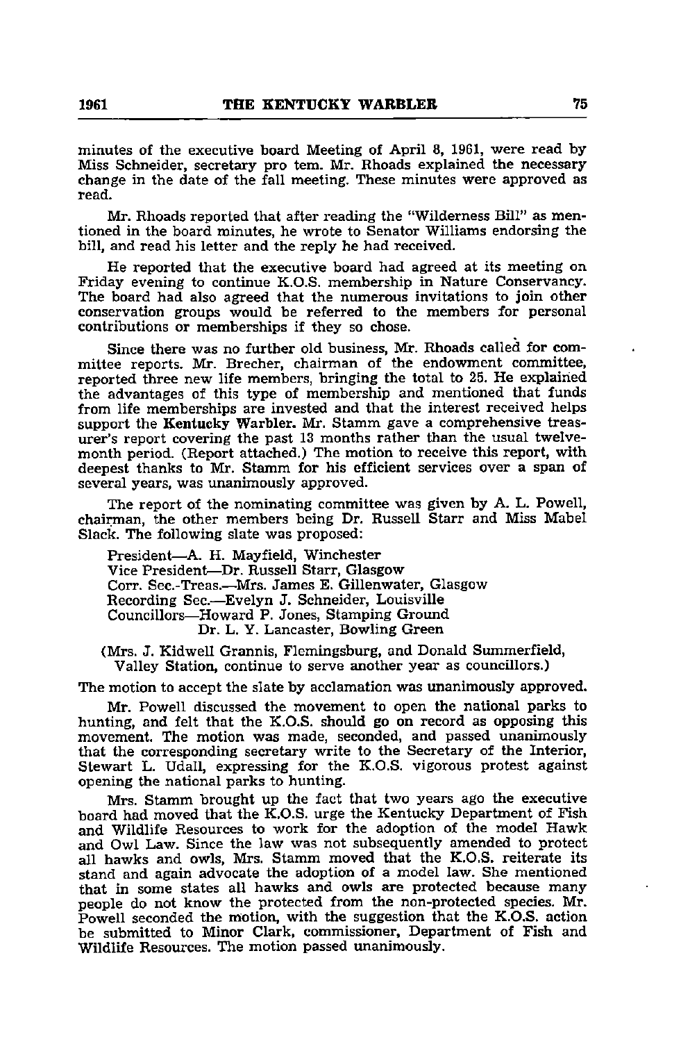minutes of the executive board Meeting of April 8, 1961, were read by Miss Schneider, secretary pro tem. Mr. Rhoads explained the necessary change in the date of the fall meeting. These minutes were approved as read.

Mr. Rhoads reported that after reading the "Wilderness Bill" as mentioned in the board minutes, he wrote to Senator Williams endorsing the bill, and read his letter and the reply he had received.

He reported that the executive board had agreed at its meeting on Friday evening to continue K.O.S. membership in Nature Conservancy. The board had also agreed that the numerous invitations to join other conservation groups would be referred to the members for personal contributions or memberships if they so chose.

Since there was no further old business, Mr. Rhoads called for committee reports. Mr. Brecher, chairman of the endowment committee, reported three new life members, bringing the total to 25. He explained the advantages of this type of membership and mentioned that funds from life memberships are invested and that the interest received helps support the **Kentucky Warbler.** Mr. Stamm gave a comprehensive treasurer's report covering the past 13 months rather than the usual twelve-month period. (Report attached.) The motion to receive this report, with deepest thanks to Mr. Stamm for his efficient services over a span of several years, was unanimously approved.

The report of the nominating committee was given by A. L. Powell, chairman, the other members being Dr. Russell Starr and Miss Mabel Slack. The following slate was proposed:

President—A. H. Mayfield, Winchester
Vice President—Dr. Russell Starr, Glasgow
Corr. Sec.-Treas.—Mrs. James E. Gillenwater, Glasgow
Recording Sec.—Evelyn J. Schneider, Louisville
Councillors—Howard P. Jones, Stamping Ground
Dr. L. Y. Lancaster, Bowling Green

(Mrs. J. Kidwell Grannis, Flemingsburg, and Donald Summerfield, Valley Station, continue to serve another year as councillors.)

The motion to accept the slate by acclamation was unanimously approved.

Mr. Powell discussed the movement to open the national parks to hunting, and felt that the K.O.S. should go on record as opposing this movement. The motion was made, seconded, and passed unanimously that the corresponding secretary write to the Secretary of the Interior, Stewart L. Udall, expressing for the K.O.S. vigorous protest against opening the national parks to hunting.

Mrs. Stamm brought up the fact that two years ago the executive board had moved that the K.O.S. urge the Kentucky Department of Fish and Wildlife Resources to work for the adoption of the model Hawk and Owl Law. Since the law was not subsequently amended to protect all hawks and owls, Mrs. Stamm moved that the K.O.S. reiterate its stand and again advocate the adoption of a model law. She mentioned that in some states all hawks and owls are protected because many people do not know the protected from the non-protected species. Mr. Powell seconded the motion, with the suggestion that the K.O.S. action be submitted to Minor Clark, commissioner, Department of Fish and Wildlife Resources. The motion passed unanimously.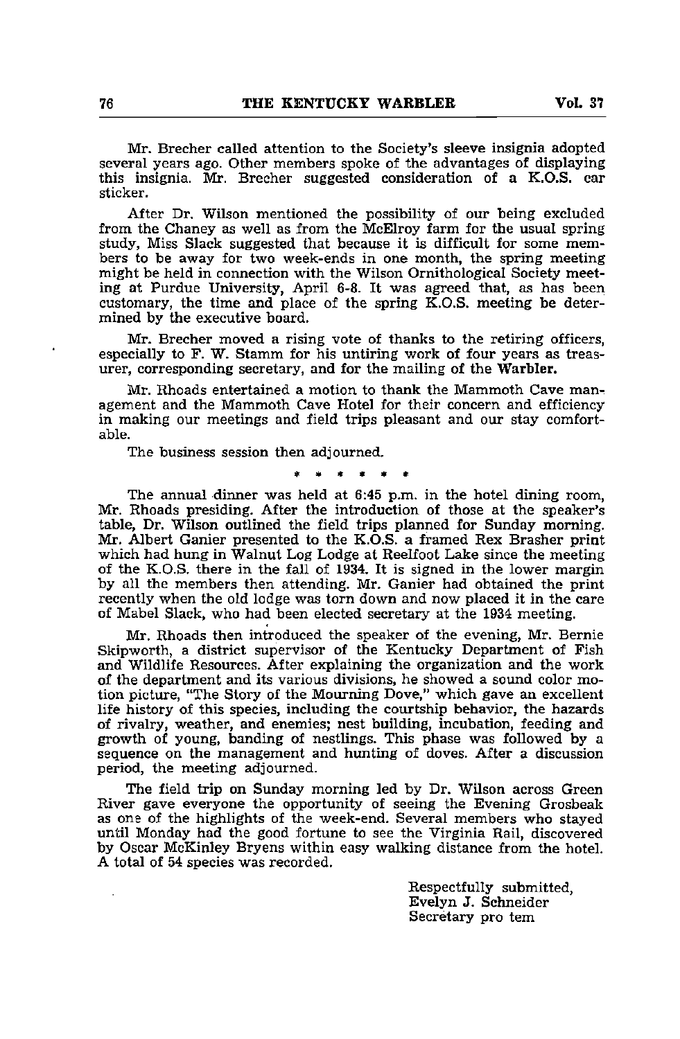Mr. Brecher called attention to the Society's sleeve insignia adopted several years ago. Other members spoke of the advantages of displaying this insignia. Mr. Brecher suggested consideration of a K.O.S. car sticker.

After Dr. Wilson mentioned the possibility of our being excluded from the Chaney as well as from the McElroy farm for the usual spring study, Miss Slack suggested that because it is difficult for some members to be away for two week-ends in one month, the spring meeting might be held in connection with the Wilson Ornithological Society meeting at Purdue University, April 6-8. It was agreed that, as has been customary, the time and place of the spring K.O.S. meeting be determined by the executive board.

Mr. Brecher moved a rising vote of thanks to the retiring officers, especially to F. W. Stamm for his untiring work of four years as treasurer, corresponding secretary, and for the mailing of the **Warbler.**

Mr. Rhoads entertained a motion to thank the Mammoth Cave management and the Mammoth Cave Hotel for their concern and efficiency in making our meetings and field trips pleasant and our stay comfortable.

The business session then adjourned.

\* \* \* \* \* \*

The annual dinner was held at 6:45 p.m. in the hotel dining room, Mr. Rhoads presiding. After the introduction of those at the speaker's table, Dr. Wilson outlined the field trips planned for Sunday morning. Mr. Albert Ganier presented to the K.O.S. a framed Rex Brasher print which had hung in Walnut Log Lodge at Reelfoot Lake since the meeting of the K.O.S. there in the fall of 1934. It is signed in the lower margin by all the members then attending. Mr. Ganier had obtained the print recently when the old lodge was torn down and now placed it in the care of Mabel Slack, who had been elected secretary at the 1934 meeting.

Mr. Rhoads then introduced the speaker of the evening, Mr. Bernie Skipworth, a district supervisor of the Kentucky Department of Fish and Wildlife Resources. After explaining the organization and the work of the department and its various divisions, he showed a sound color motion picture, "The Story of the Mourning Dove," which gave an excellent life history of this species, including the courtship behavior, the hazards of rivalry, weather, and enemies; nest building, incubation, feeding and growth of young, banding of nestlings. This phase was followed by a sequence on the management and hunting of doves. After a discussion period, the meeting adjourned.

The field trip on Sunday morning led by Dr. Wilson across Green River gave everyone the opportunity of seeing the Evening Grosbeak as one of the highlights of the week-end. Several members who stayed until Monday had the good fortune to see the Virginia Rail, discovered by Oscar McKinley Bryens within easy walking distance from the hotel. A total of 54 species was recorded.

Respectfully submitted,
Evelyn J. Schneider
Secretary pro tem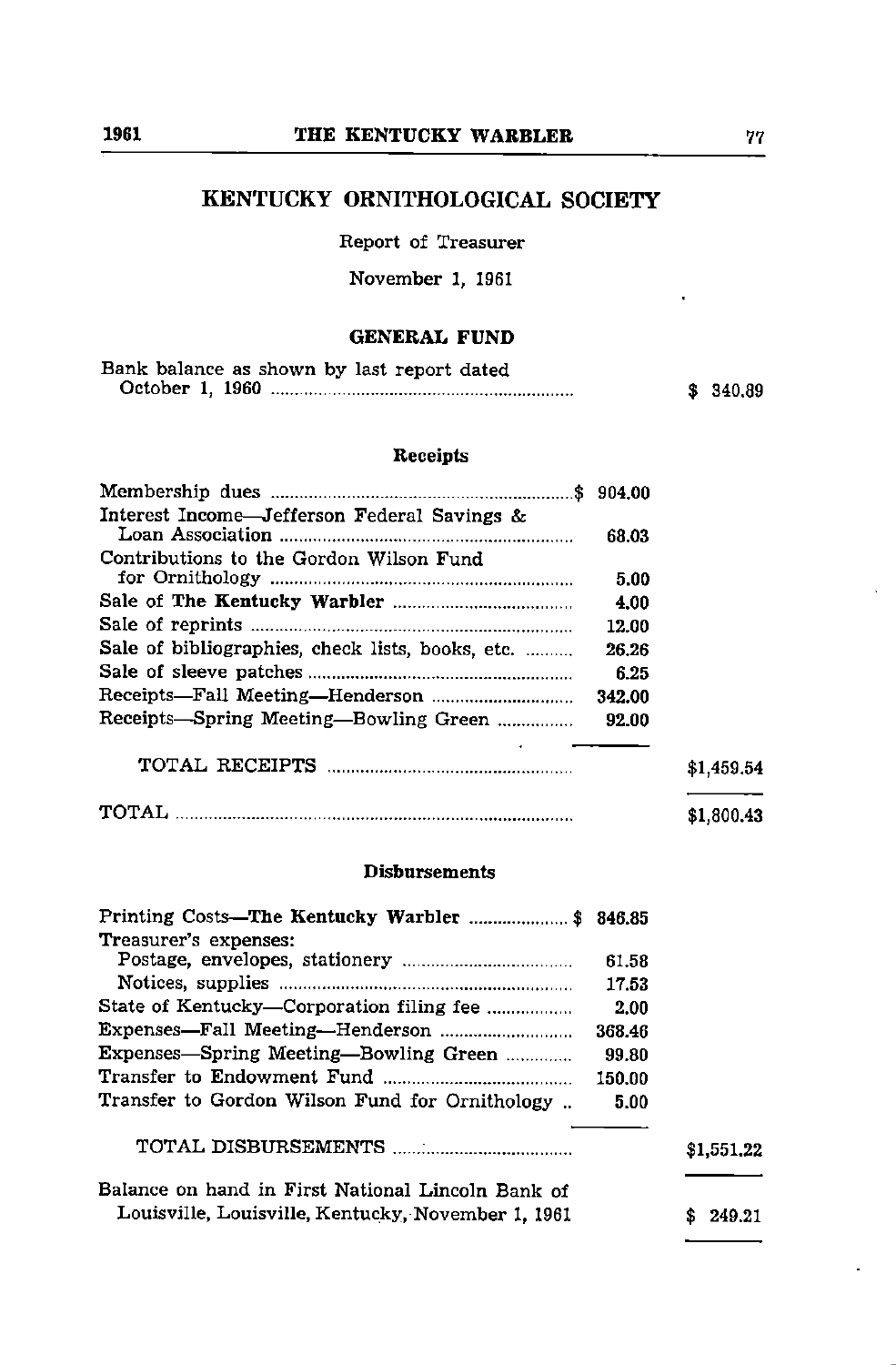## KENTUCKY ORNITHOLOGICAL SOCIETY

Report of Treasurer

November 1, 1961

### GENERAL FUND

| | | |
|---|---|---|
| Bank balance as shown by last report dated October 1, 1960 | | $ 340.89 |

#### Receipts

| | | |
|---|---|---|
| Membership dues | $ 904.00 | |
| Interest Income—Jefferson Federal Savings & Loan Association | 68.03 | |
| Contributions to the Gordon Wilson Fund for Ornithology | 5.00 | |
| Sale of **The Kentucky Warbler** | 4.00 | |
| Sale of reprints | 12.00 | |
| Sale of bibliographies, check lists, books, etc. | 26.26 | |
| Sale of sleeve patches | 6.25 | |
| Receipts—Fall Meeting—Henderson | 342.00 | |
| Receipts—Spring Meeting—Bowling Green | 92.00 | |
| TOTAL RECEIPTS | | $1,459.54 |
| TOTAL | | $1,800.43 |

#### Disbursements

| | | |
|---|---|---|
| Printing Costs—**The Kentucky Warbler** | $ 846.85 | |
| Treasurer's expenses: | | |
| Postage, envelopes, stationery | 61.58 | |
| Notices, supplies | 17.53 | |
| State of Kentucky—Corporation filing fee | 2.00 | |
| Expenses—Fall Meeting—Henderson | 368.46 | |
| Expenses—Spring Meeting—Bowling Green | 99.80 | |
| Transfer to Endowment Fund | 150.00 | |
| Transfer to Gordon Wilson Fund for Ornithology | 5.00 | |
| TOTAL DISBURSEMENTS | | $1,551.22 |
| Balance on hand in First National Lincoln Bank of Louisville, Louisville, Kentucky, November 1, 1961 | | $ 249.21 |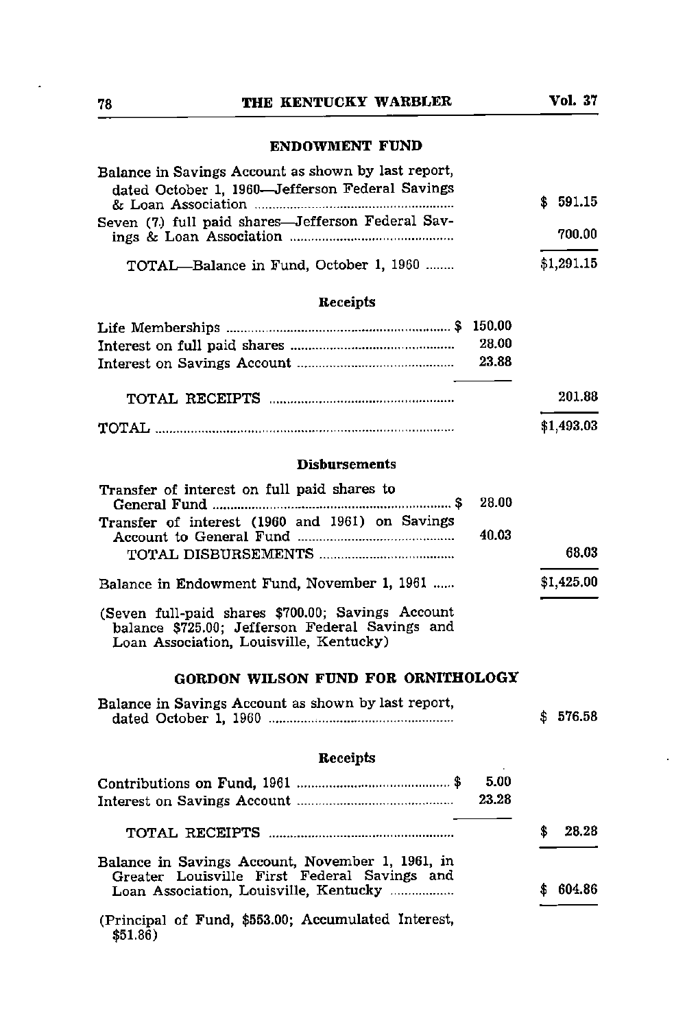## ENDOWMENT FUND

| | | |
|---|---|---|
| Balance in Savings Account as shown by last report, dated October 1, 1960—Jefferson Federal Savings & Loan Association | | $ 591.15 |
| Seven (7) full paid shares—Jefferson Federal Savings & Loan Association | | 700.00 |
| TOTAL—Balance in Fund, October 1, 1960 | | $1,291.15 |

### Receipts

| | | |
|---|---|---|
| Life Memberships | $ 150.00 | |
| Interest on full paid shares | 28.00 | |
| Interest on Savings Account | 23.88 | |
| TOTAL RECEIPTS | | 201.88 |
| TOTAL | | $1,493.03 |

### Disbursements

| | | |
|---|---|---|
| Transfer of interest on full paid shares to General Fund | $ 28.00 | |
| Transfer of interest (1960 and 1961) on Savings Account to General Fund | 40.03 | |
| TOTAL DISBURSEMENTS | | 68.03 |
| Balance in Endowment Fund, November 1, 1961 | | $1,425.00 |

(Seven full-paid shares $700.00; Savings Account balance $725.00; Jefferson Federal Savings and Loan Association, Louisville, Kentucky)

## GORDON WILSON FUND FOR ORNITHOLOGY

| | | |
|---|---|---|
| Balance in Savings Account as shown by last report, dated October 1, 1960 | | $ 576.58 |

### Receipts

| | | |
|---|---|---|
| Contributions on Fund, 1961 | $ 5.00 | |
| Interest on Savings Account | 23.28 | |
| TOTAL RECEIPTS | | $ 28.28 |
| Balance in Savings Account, November 1, 1961, in Greater Louisville First Federal Savings and Loan Association, Louisville, Kentucky | | $ 604.86 |

(Principal of Fund, $553.00; Accumulated Interest, $51.86)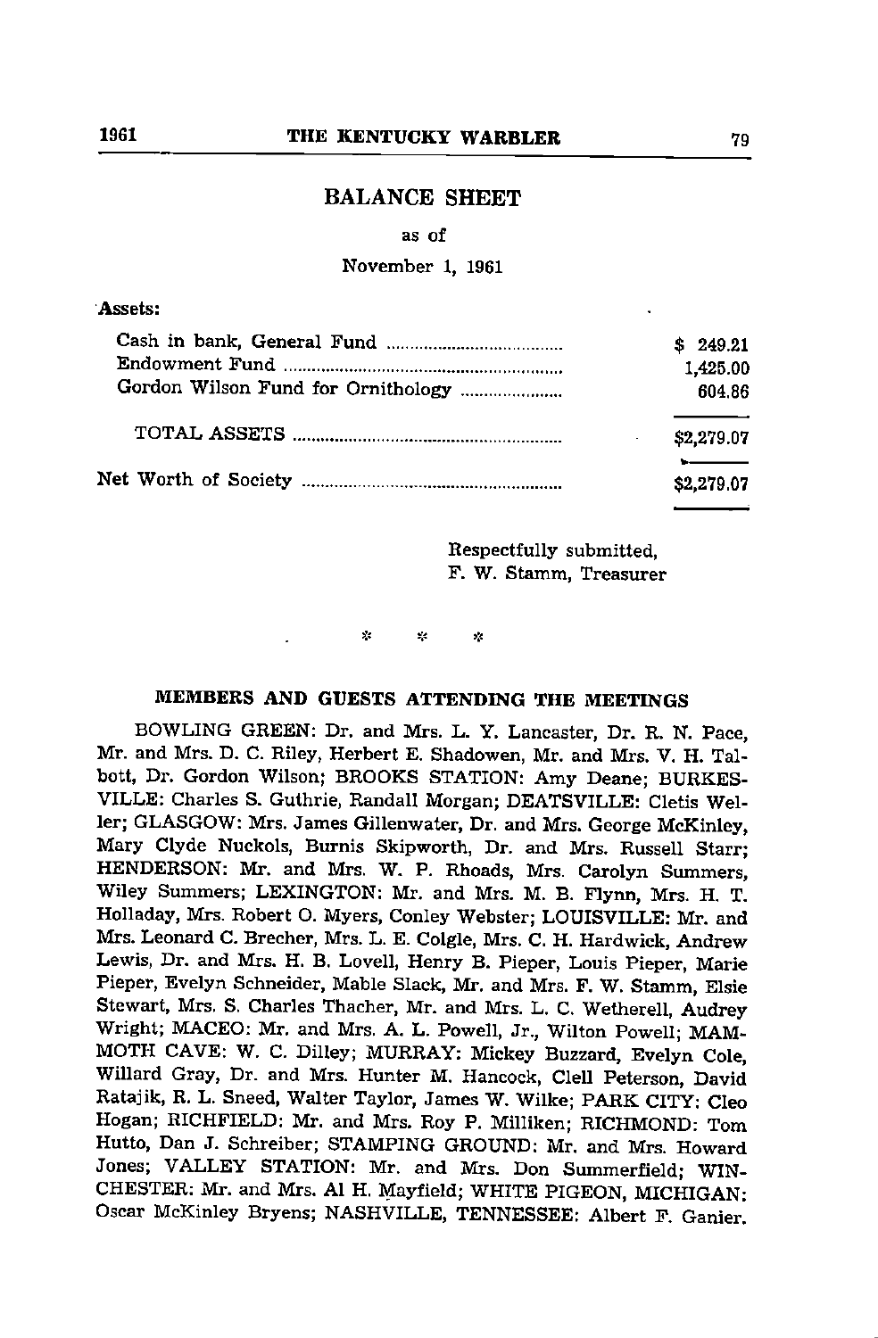## BALANCE SHEET

as of

November 1, 1961

**Assets:**

| | |
|---|---|
| Cash in bank, General Fund | $ 249.21 |
| Endowment Fund | 1,425.00 |
| Gordon Wilson Fund for Ornithology | 604.86 |
| TOTAL ASSETS | $2,279.07 |
| Net Worth of Society | $2,279.07 |

Respectfully submitted,
F. W. Stamm, Treasurer

\* \* \*

### MEMBERS AND GUESTS ATTENDING THE MEETINGS

BOWLING GREEN: Dr. and Mrs. L. Y. Lancaster, Dr. R. N. Pace, Mr. and Mrs. D. C. Riley, Herbert E. Shadowen, Mr. and Mrs. V. H. Talbott, Dr. Gordon Wilson; BROOKS STATION: Amy Deane; BURKESVILLE: Charles S. Guthrie, Randall Morgan; DEATSVILLE: Cletis Weller; GLASGOW: Mrs. James Gillenwater, Dr. and Mrs. George McKinley, Mary Clyde Nuckols, Burnis Skipworth, Dr. and Mrs. Russell Starr; HENDERSON: Mr. and Mrs. W. P. Rhoads, Mrs. Carolyn Summers, Wiley Summers; LEXINGTON: Mr. and Mrs. M. B. Flynn, Mrs. H. T. Holladay, Mrs. Robert O. Myers, Conley Webster; LOUISVILLE: Mr. and Mrs. Leonard C. Brecher, Mrs. L. E. Colgle, Mrs. C. H. Hardwick, Andrew Lewis, Dr. and Mrs. H. B. Lovell, Henry B. Pieper, Louis Pieper, Marie Pieper, Evelyn Schneider, Mable Slack, Mr. and Mrs. F. W. Stamm, Elsie Stewart, Mrs. S. Charles Thacher, Mr. and Mrs. L. C. Wetherell, Audrey Wright; MACEO: Mr. and Mrs. A. L. Powell, Jr., Wilton Powell; MAMMOTH CAVE: W. C. Dilley; MURRAY: Mickey Buzzard, Evelyn Cole, Willard Gray, Dr. and Mrs. Hunter M. Hancock, Clell Peterson, David Ratajik, R. L. Sneed, Walter Taylor, James W. Wilke; PARK CITY: Cleo Hogan; RICHFIELD: Mr. and Mrs. Roy P. Milliken; RICHMOND: Tom Hutto, Dan J. Schreiber; STAMPING GROUND: Mr. and Mrs. Howard Jones; VALLEY STATION: Mr. and Mrs. Don Summerfield; WINCHESTER: Mr. and Mrs. Al H. Mayfield; WHITE PIGEON, MICHIGAN: Oscar McKinley Bryens; NASHVILLE, TENNESSEE: Albert F. Ganier.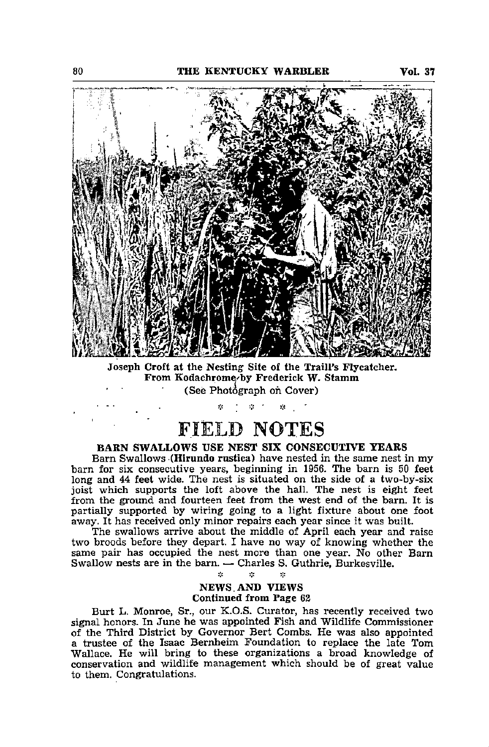Joseph Croft at the Nesting Site of the Traill's Flycatcher.
From Kodachrome by Frederick W. Stamm
(See Photograph on Cover)

\* \* \*

# FIELD NOTES

## BARN SWALLOWS USE NEST SIX CONSECUTIVE YEARS

Barn Swallows **(Hirundo rustica)** have nested in the same nest in my barn for six consecutive years, beginning in 1956. The barn is 50 feet long and 44 feet wide. The nest is situated on the side of a two-by-six joist which supports the loft above the hall. The nest is eight feet from the ground and fourteen feet from the west end of the barn. It is partially supported by wiring going to a light fixture about one foot away. It has received only minor repairs each year since it was built.

The swallows arrive about the middle of April each year and raise two broods before they depart. I have no way of knowing whether the same pair has occupied the nest more than one year. No other Barn Swallow nests are in the barn. — Charles S. Guthrie, Burkesville.

\* \* \*

## NEWS AND VIEWS
**Continued from Page 62**

Burt L. Monroe, Sr., our K.O.S. Curator, has recently received two signal honors. In June he was appointed Fish and Wildlife Commissioner of the Third District by Governor Bert Combs. He was also appointed a trustee of the Isaac Bernheim Foundation to replace the late Tom Wallace. He will bring to these organizations a broad knowledge of conservation and wildlife management which should be of great value to them. Congratulations.